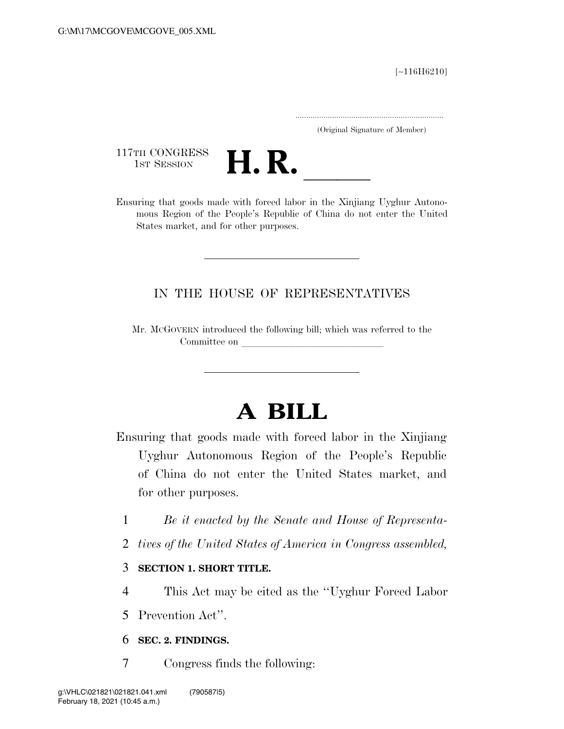[~116H6210]

(Original Signature of Member)

117TH CONGRESS
1ST SESSION

# H. R. \_\_\_\_\_

Ensuring that goods made with forced labor in the Xinjiang Uyghur Autonomous Region of the People's Republic of China do not enter the United States market, and for other purposes.

---

IN THE HOUSE OF REPRESENTATIVES

Mr. MCGOVERN introduced the following bill; which was referred to the Committee on \_\_\_\_\_\_\_\_\_\_\_\_\_\_\_\_\_\_\_\_\_\_\_\_\_\_\_\_

---

# A BILL

Ensuring that goods made with forced labor in the Xinjiang Uyghur Autonomous Region of the People's Republic of China do not enter the United States market, and for other purposes.

1 *Be it enacted by the Senate and House of Representa-*
2 *tives of the United States of America in Congress assembled,*

3 **SECTION 1. SHORT TITLE.**

4 This Act may be cited as the ''Uyghur Forced Labor
5 Prevention Act''.

6 **SEC. 2. FINDINGS.**

7 Congress finds the following: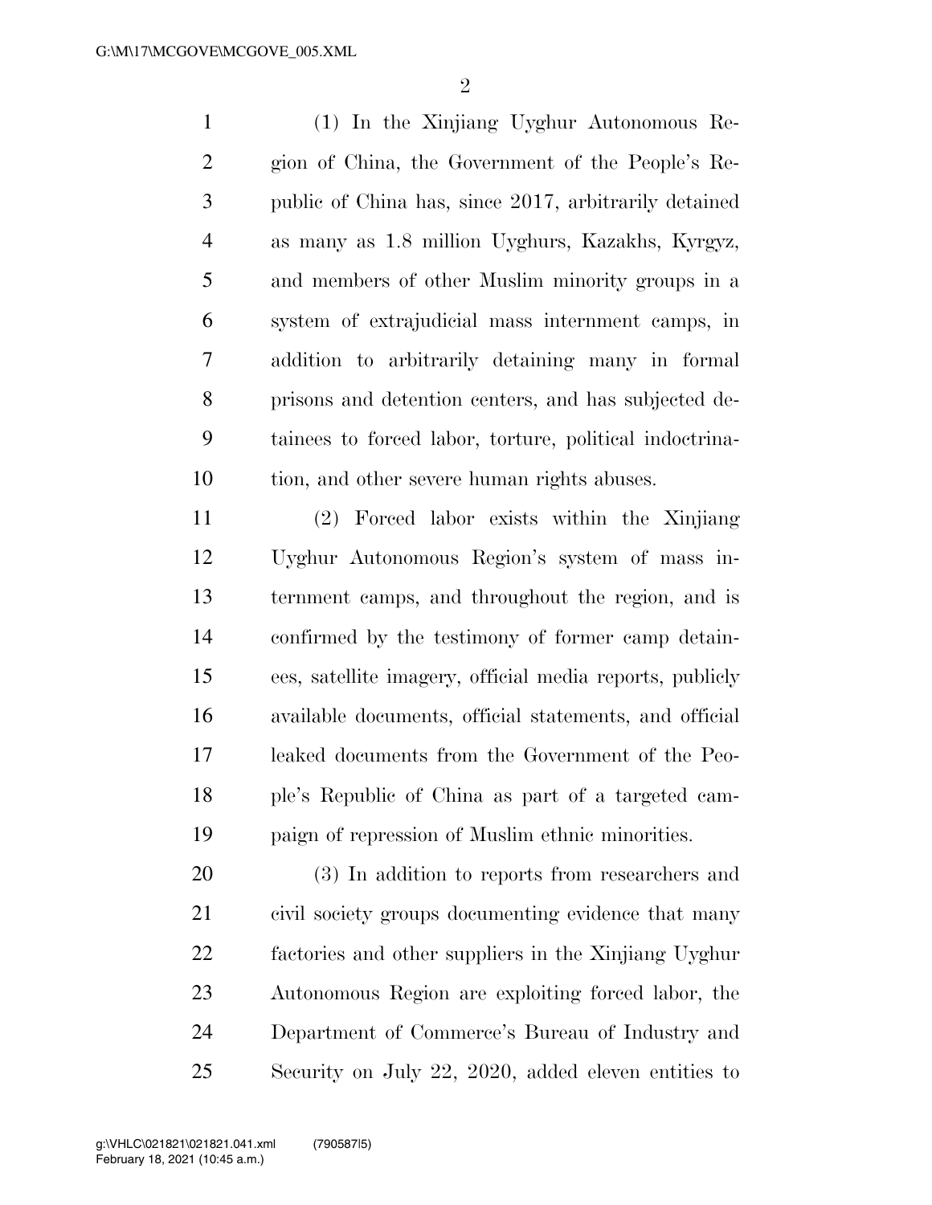(1) In the Xinjiang Uyghur Autonomous Region of China, the Government of the People's Republic of China has, since 2017, arbitrarily detained as many as 1.8 million Uyghurs, Kazakhs, Kyrgyz, and members of other Muslim minority groups in a system of extrajudicial mass internment camps, in addition to arbitrarily detaining many in formal prisons and detention centers, and has subjected detainees to forced labor, torture, political indoctrination, and other severe human rights abuses.

(2) Forced labor exists within the Xinjiang Uyghur Autonomous Region's system of mass internment camps, and throughout the region, and is confirmed by the testimony of former camp detainees, satellite imagery, official media reports, publicly available documents, official statements, and official leaked documents from the Government of the People's Republic of China as part of a targeted campaign of repression of Muslim ethnic minorities.

(3) In addition to reports from researchers and civil society groups documenting evidence that many factories and other suppliers in the Xinjiang Uyghur Autonomous Region are exploiting forced labor, the Department of Commerce's Bureau of Industry and Security on July 22, 2020, added eleven entities to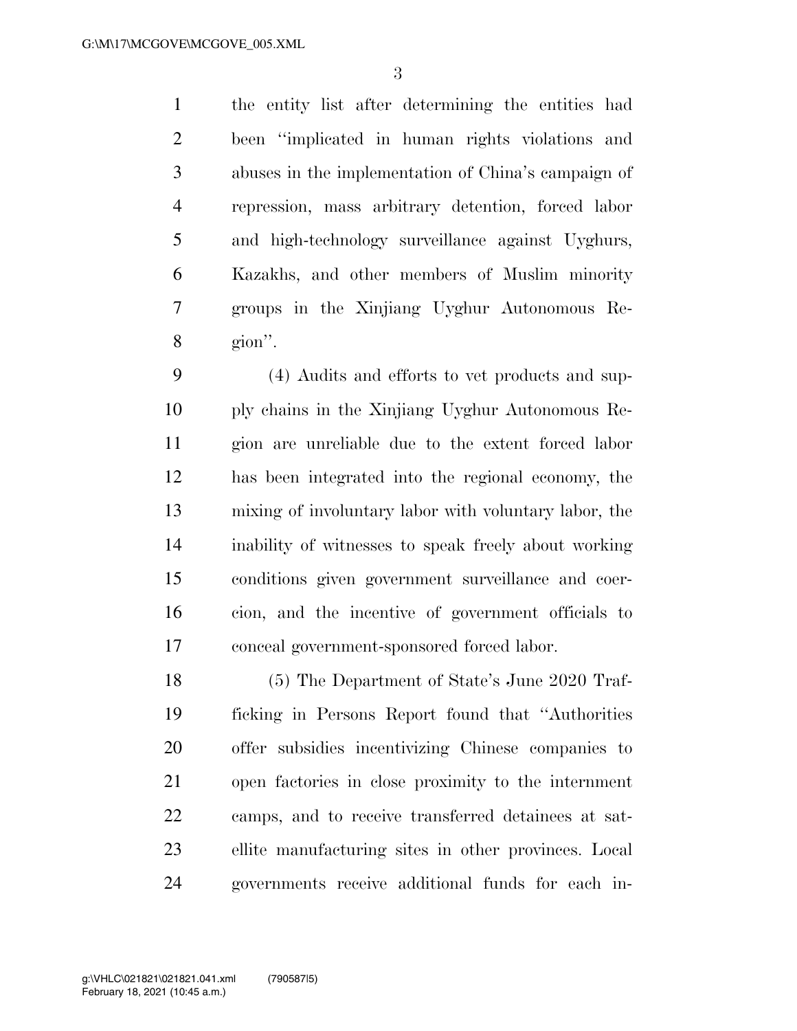the entity list after determining the entities had been ''implicated in human rights violations and abuses in the implementation of China's campaign of repression, mass arbitrary detention, forced labor and high-technology surveillance against Uyghurs, Kazakhs, and other members of Muslim minority groups in the Xinjiang Uyghur Autonomous Region''.

(4) Audits and efforts to vet products and supply chains in the Xinjiang Uyghur Autonomous Region are unreliable due to the extent forced labor has been integrated into the regional economy, the mixing of involuntary labor with voluntary labor, the inability of witnesses to speak freely about working conditions given government surveillance and coercion, and the incentive of government officials to conceal government-sponsored forced labor.

(5) The Department of State's June 2020 Trafficking in Persons Report found that ''Authorities offer subsidies incentivizing Chinese companies to open factories in close proximity to the internment camps, and to receive transferred detainees at satellite manufacturing sites in other provinces. Local governments receive additional funds for each in-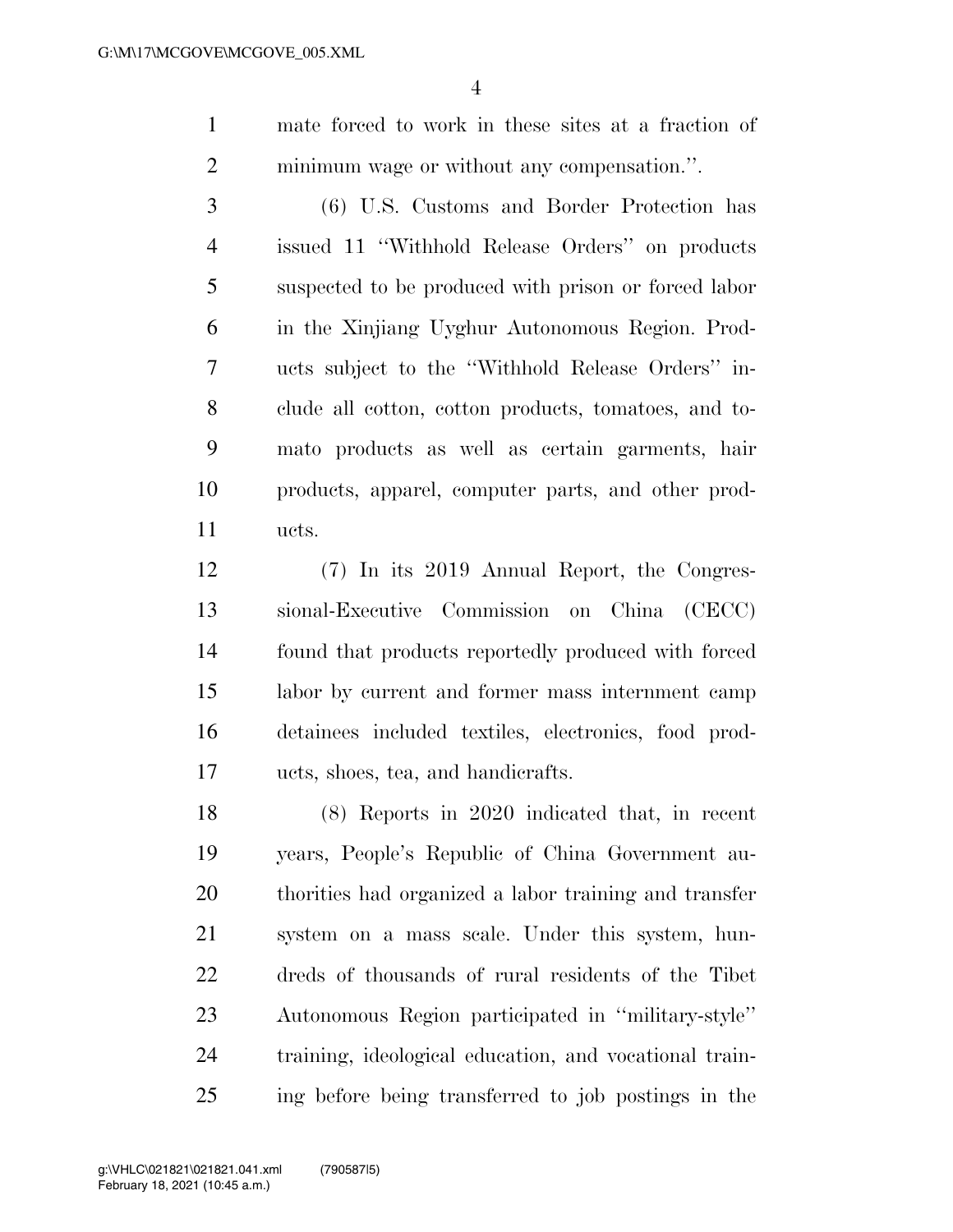mate forced to work in these sites at a fraction of minimum wage or without any compensation.''.

(6) U.S. Customs and Border Protection has issued 11 ''Withhold Release Orders'' on products suspected to be produced with prison or forced labor in the Xinjiang Uyghur Autonomous Region. Products subject to the ''Withhold Release Orders'' include all cotton, cotton products, tomatoes, and tomato products as well as certain garments, hair products, apparel, computer parts, and other products.

(7) In its 2019 Annual Report, the Congressional-Executive Commission on China (CECC) found that products reportedly produced with forced labor by current and former mass internment camp detainees included textiles, electronics, food products, shoes, tea, and handicrafts.

(8) Reports in 2020 indicated that, in recent years, People's Republic of China Government authorities had organized a labor training and transfer system on a mass scale. Under this system, hundreds of thousands of rural residents of the Tibet Autonomous Region participated in ''military-style'' training, ideological education, and vocational training before being transferred to job postings in the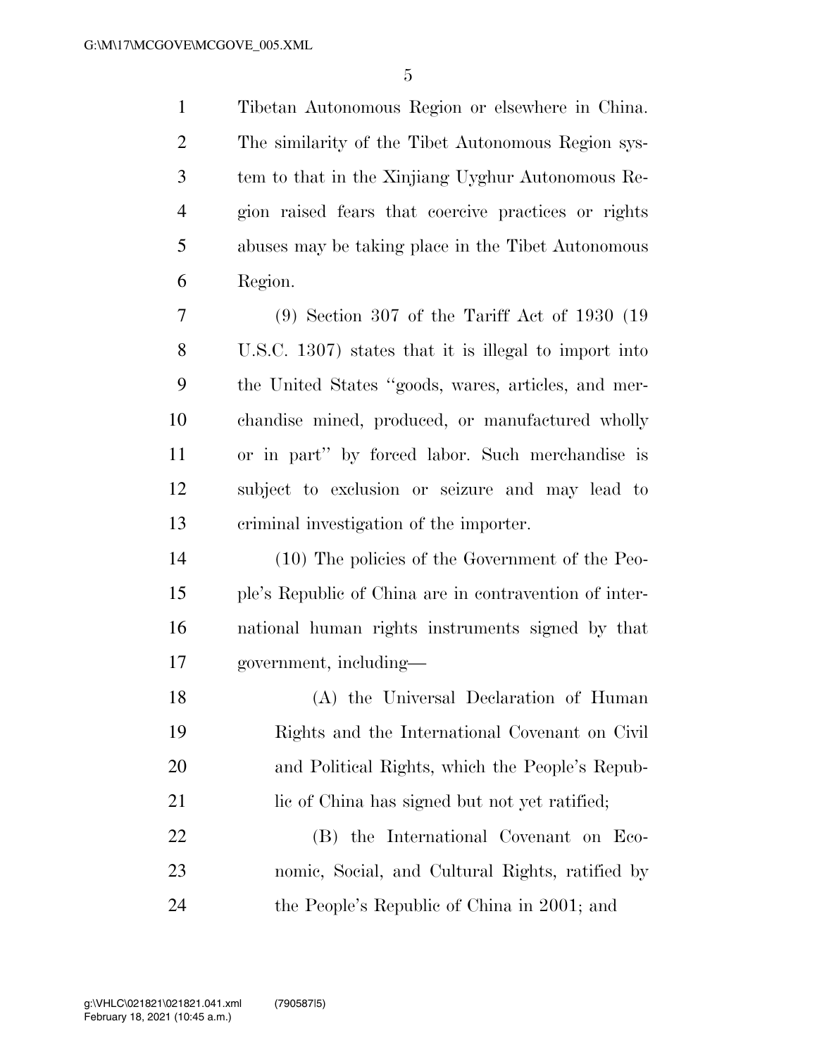Tibetan Autonomous Region or elsewhere in China. The similarity of the Tibet Autonomous Region system to that in the Xinjiang Uyghur Autonomous Region raised fears that coercive practices or rights abuses may be taking place in the Tibet Autonomous Region.

(9) Section 307 of the Tariff Act of 1930 (19 U.S.C. 1307) states that it is illegal to import into the United States ''goods, wares, articles, and merchandise mined, produced, or manufactured wholly or in part'' by forced labor. Such merchandise is subject to exclusion or seizure and may lead to criminal investigation of the importer.

(10) The policies of the Government of the People's Republic of China are in contravention of international human rights instruments signed by that government, including—

(A) the Universal Declaration of Human Rights and the International Covenant on Civil and Political Rights, which the People's Republic of China has signed but not yet ratified;

(B) the International Covenant on Economic, Social, and Cultural Rights, ratified by the People's Republic of China in 2001; and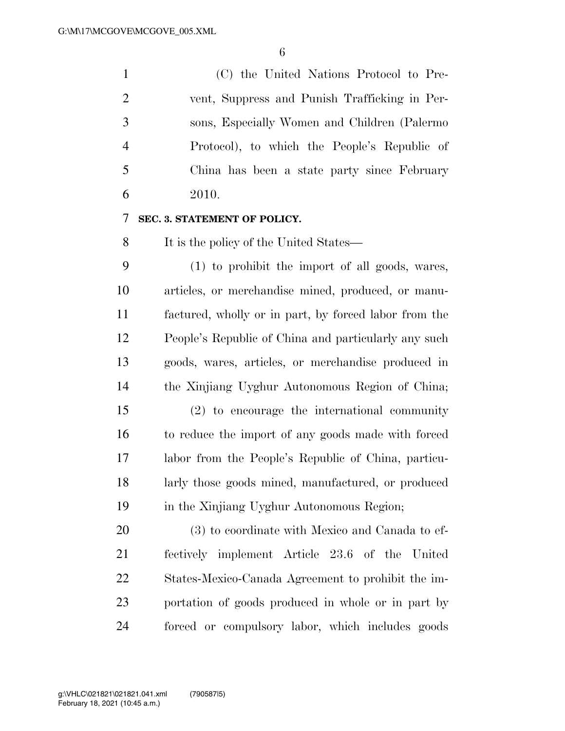(C) the United Nations Protocol to Prevent, Suppress and Punish Trafficking in Persons, Especially Women and Children (Palermo Protocol), to which the People's Republic of China has been a state party since February 2010.

**SEC. 3. STATEMENT OF POLICY.**

It is the policy of the United States—

(1) to prohibit the import of all goods, wares, articles, or merchandise mined, produced, or manufactured, wholly or in part, by forced labor from the People's Republic of China and particularly any such goods, wares, articles, or merchandise produced in the Xinjiang Uyghur Autonomous Region of China;

(2) to encourage the international community to reduce the import of any goods made with forced labor from the People's Republic of China, particularly those goods mined, manufactured, or produced in the Xinjiang Uyghur Autonomous Region;

(3) to coordinate with Mexico and Canada to effectively implement Article 23.6 of the United States-Mexico-Canada Agreement to prohibit the importation of goods produced in whole or in part by forced or compulsory labor, which includes goods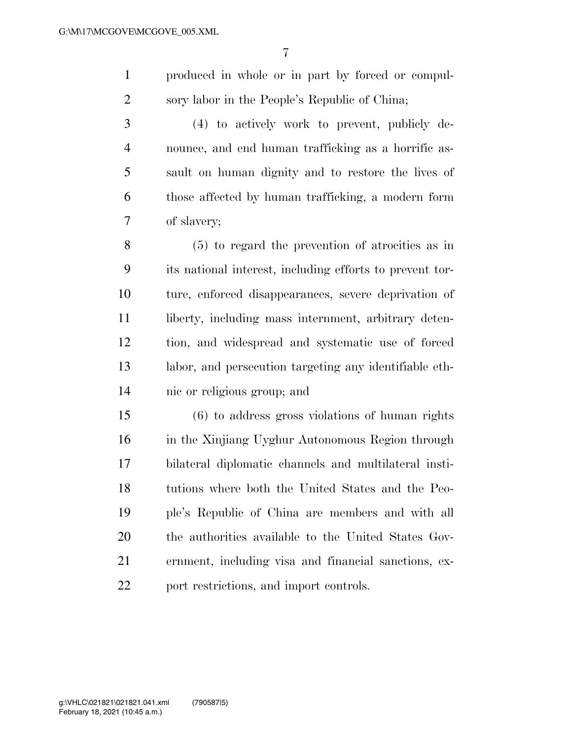produced in whole or in part by forced or compulsory labor in the People's Republic of China;

(4) to actively work to prevent, publicly denounce, and end human trafficking as a horrific assault on human dignity and to restore the lives of those affected by human trafficking, a modern form of slavery;

(5) to regard the prevention of atrocities as in its national interest, including efforts to prevent torture, enforced disappearances, severe deprivation of liberty, including mass internment, arbitrary detention, and widespread and systematic use of forced labor, and persecution targeting any identifiable ethnic or religious group; and

(6) to address gross violations of human rights in the Xinjiang Uyghur Autonomous Region through bilateral diplomatic channels and multilateral institutions where both the United States and the People's Republic of China are members and with all the authorities available to the United States Government, including visa and financial sanctions, export restrictions, and import controls.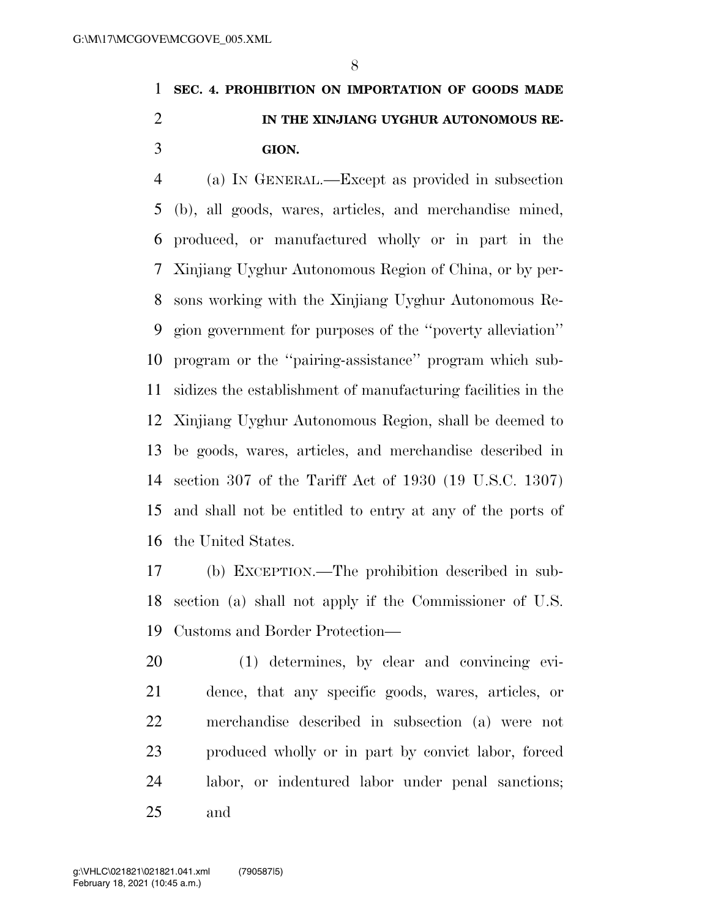## SEC. 4. PROHIBITION ON IMPORTATION OF GOODS MADE IN THE XINJIANG UYGHUR AUTONOMOUS REGION.

(a) IN GENERAL.—Except as provided in subsection (b), all goods, wares, articles, and merchandise mined, produced, or manufactured wholly or in part in the Xinjiang Uyghur Autonomous Region of China, or by persons working with the Xinjiang Uyghur Autonomous Region government for purposes of the ''poverty alleviation'' program or the ''pairing-assistance'' program which subsidizes the establishment of manufacturing facilities in the Xinjiang Uyghur Autonomous Region, shall be deemed to be goods, wares, articles, and merchandise described in section 307 of the Tariff Act of 1930 (19 U.S.C. 1307) and shall not be entitled to entry at any of the ports of the United States.

(b) EXCEPTION.—The prohibition described in subsection (a) shall not apply if the Commissioner of U.S. Customs and Border Protection—

(1) determines, by clear and convincing evidence, that any specific goods, wares, articles, or merchandise described in subsection (a) were not produced wholly or in part by convict labor, forced labor, or indentured labor under penal sanctions; and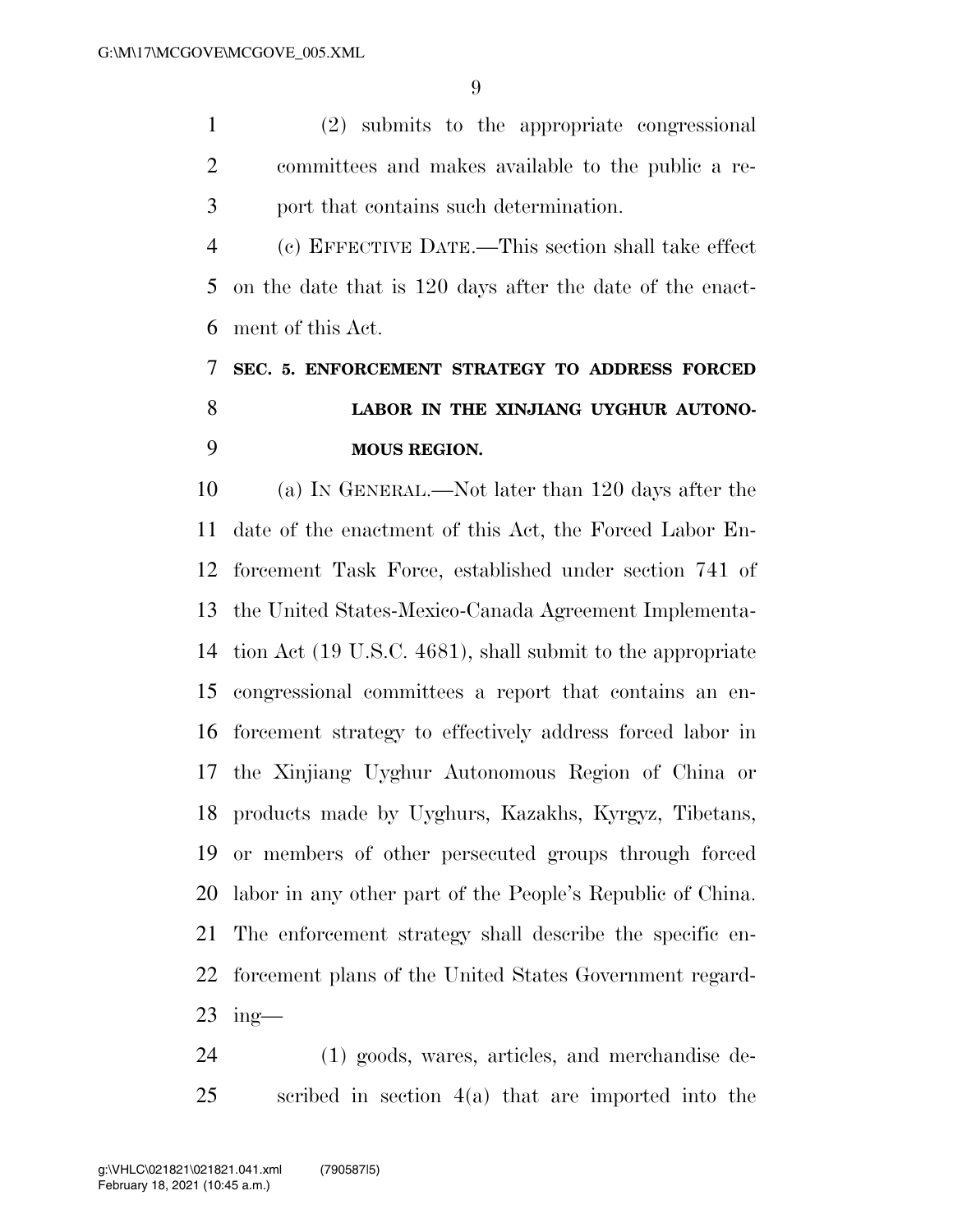(2) submits to the appropriate congressional committees and makes available to the public a report that contains such determination.

(c) EFFECTIVE DATE.—This section shall take effect on the date that is 120 days after the date of the enactment of this Act.

## SEC. 5. ENFORCEMENT STRATEGY TO ADDRESS FORCED LABOR IN THE XINJIANG UYGHUR AUTONOMOUS REGION.

(a) IN GENERAL.—Not later than 120 days after the date of the enactment of this Act, the Forced Labor Enforcement Task Force, established under section 741 of the United States-Mexico-Canada Agreement Implementation Act (19 U.S.C. 4681), shall submit to the appropriate congressional committees a report that contains an enforcement strategy to effectively address forced labor in the Xinjiang Uyghur Autonomous Region of China or products made by Uyghurs, Kazakhs, Kyrgyz, Tibetans, or members of other persecuted groups through forced labor in any other part of the People's Republic of China. The enforcement strategy shall describe the specific enforcement plans of the United States Government regarding—

(1) goods, wares, articles, and merchandise described in section 4(a) that are imported into the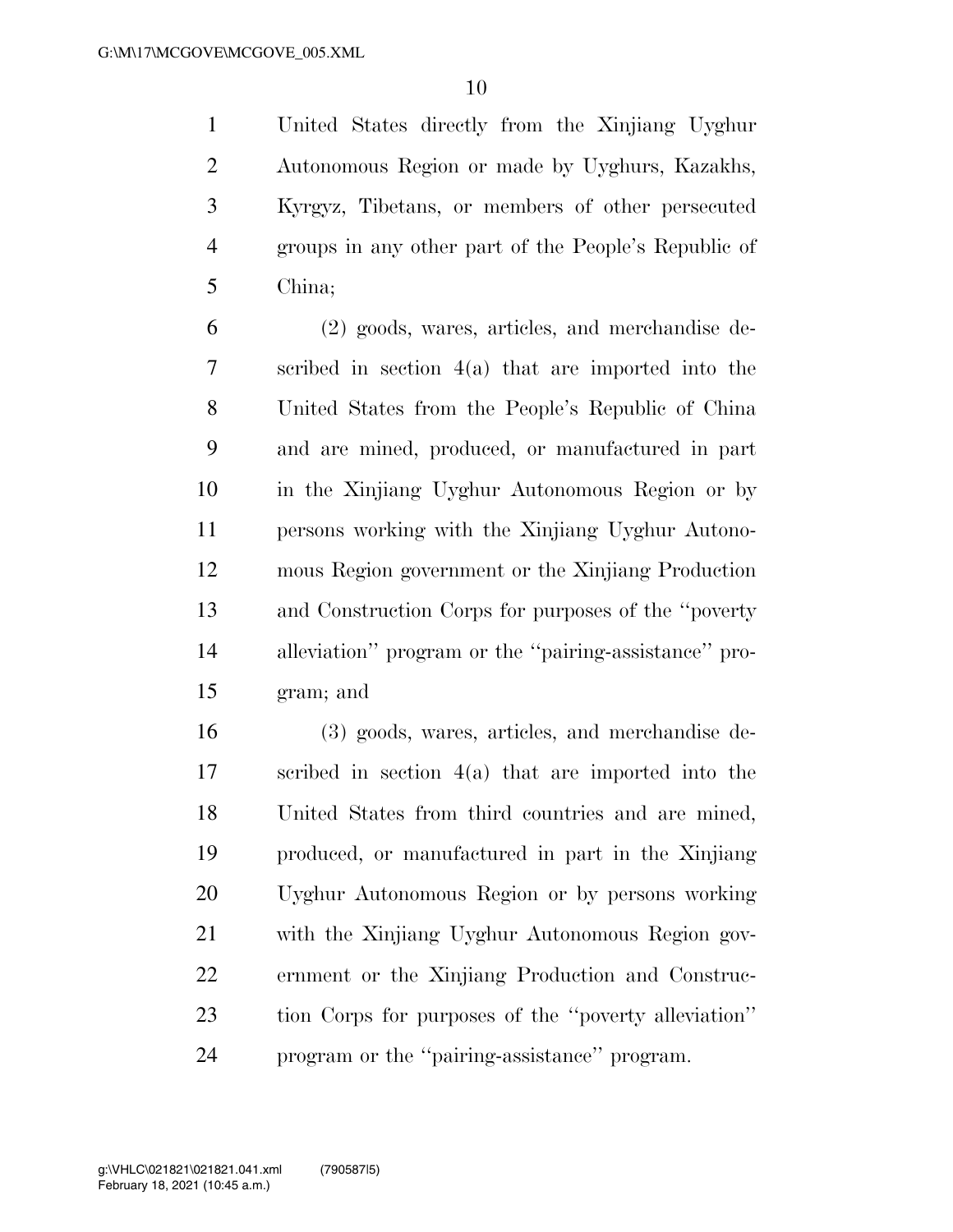United States directly from the Xinjiang Uyghur Autonomous Region or made by Uyghurs, Kazakhs, Kyrgyz, Tibetans, or members of other persecuted groups in any other part of the People's Republic of China;

(2) goods, wares, articles, and merchandise described in section 4(a) that are imported into the United States from the People's Republic of China and are mined, produced, or manufactured in part in the Xinjiang Uyghur Autonomous Region or by persons working with the Xinjiang Uyghur Autonomous Region government or the Xinjiang Production and Construction Corps for purposes of the "poverty alleviation" program or the "pairing-assistance" program; and

(3) goods, wares, articles, and merchandise described in section 4(a) that are imported into the United States from third countries and are mined, produced, or manufactured in part in the Xinjiang Uyghur Autonomous Region or by persons working with the Xinjiang Uyghur Autonomous Region government or the Xinjiang Production and Construction Corps for purposes of the "poverty alleviation" program or the "pairing-assistance" program.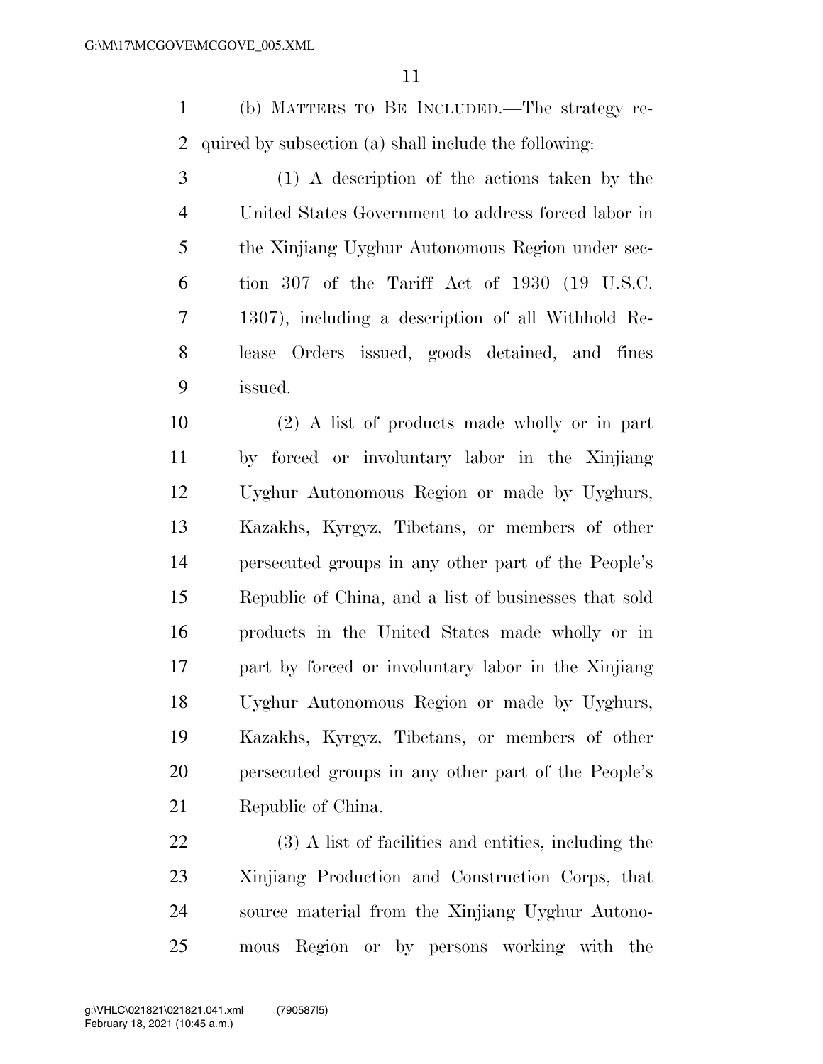(b) MATTERS TO BE INCLUDED.—The strategy required by subsection (a) shall include the following:

(1) A description of the actions taken by the United States Government to address forced labor in the Xinjiang Uyghur Autonomous Region under section 307 of the Tariff Act of 1930 (19 U.S.C. 1307), including a description of all Withhold Release Orders issued, goods detained, and fines issued.

(2) A list of products made wholly or in part by forced or involuntary labor in the Xinjiang Uyghur Autonomous Region or made by Uyghurs, Kazakhs, Kyrgyz, Tibetans, or members of other persecuted groups in any other part of the People's Republic of China, and a list of businesses that sold products in the United States made wholly or in part by forced or involuntary labor in the Xinjiang Uyghur Autonomous Region or made by Uyghurs, Kazakhs, Kyrgyz, Tibetans, or members of other persecuted groups in any other part of the People's Republic of China.

(3) A list of facilities and entities, including the Xinjiang Production and Construction Corps, that source material from the Xinjiang Uyghur Autonomous Region or by persons working with the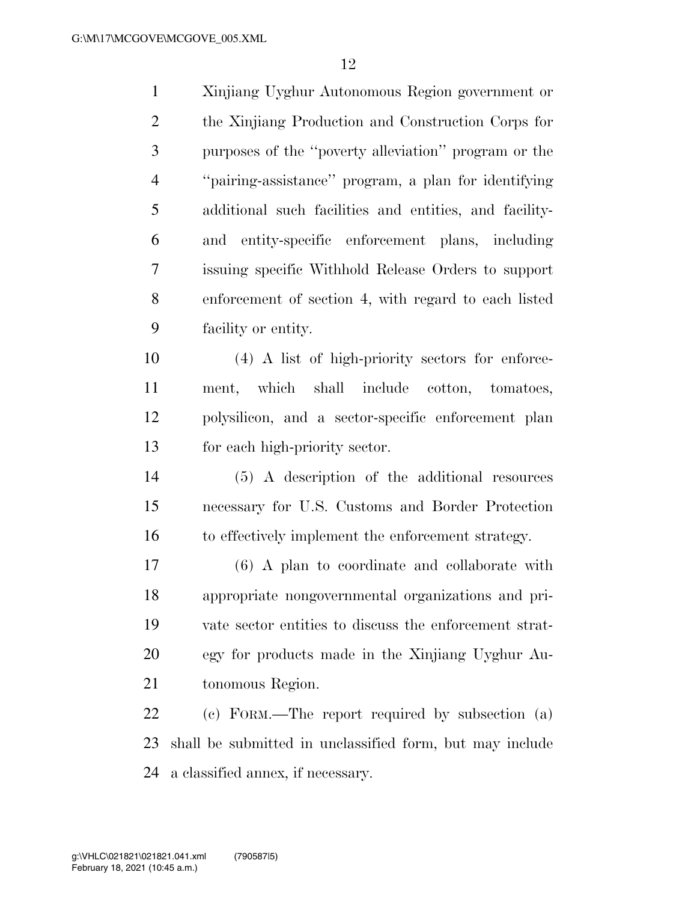Xinjiang Uyghur Autonomous Region government or the Xinjiang Production and Construction Corps for purposes of the ''poverty alleviation'' program or the ''pairing-assistance'' program, a plan for identifying additional such facilities and entities, and facility- and entity-specific enforcement plans, including issuing specific Withhold Release Orders to support enforcement of section 4, with regard to each listed facility or entity.

(4) A list of high-priority sectors for enforcement, which shall include cotton, tomatoes, polysilicon, and a sector-specific enforcement plan for each high-priority sector.

(5) A description of the additional resources necessary for U.S. Customs and Border Protection to effectively implement the enforcement strategy.

(6) A plan to coordinate and collaborate with appropriate nongovernmental organizations and private sector entities to discuss the enforcement strategy for products made in the Xinjiang Uyghur Autonomous Region.

(c) FORM.—The report required by subsection (a) shall be submitted in unclassified form, but may include a classified annex, if necessary.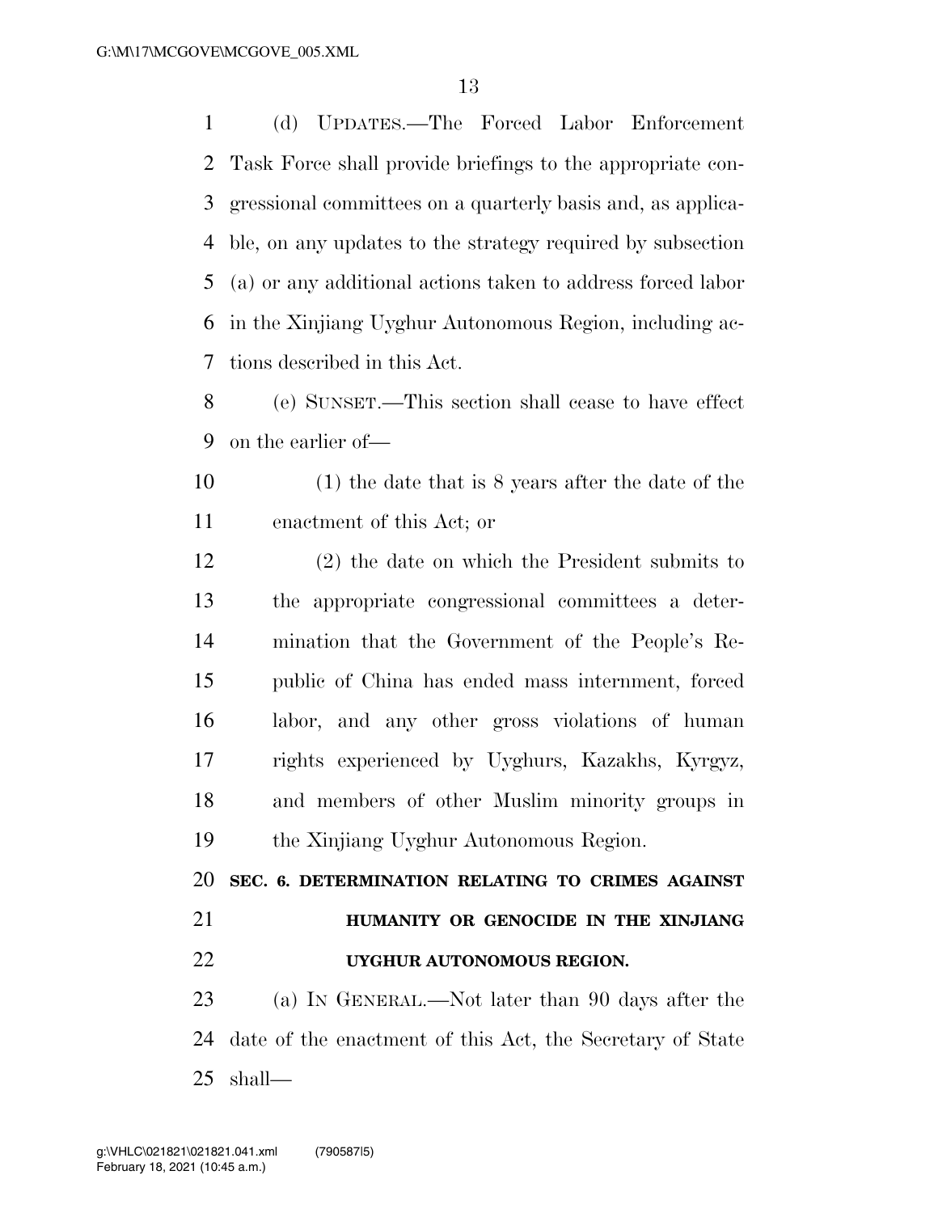(d) UPDATES.—The Forced Labor Enforcement Task Force shall provide briefings to the appropriate congressional committees on a quarterly basis and, as applicable, on any updates to the strategy required by subsection (a) or any additional actions taken to address forced labor in the Xinjiang Uyghur Autonomous Region, including actions described in this Act.

(e) SUNSET.—This section shall cease to have effect on the earlier of—

(1) the date that is 8 years after the date of the enactment of this Act; or

(2) the date on which the President submits to the appropriate congressional committees a determination that the Government of the People's Republic of China has ended mass internment, forced labor, and any other gross violations of human rights experienced by Uyghurs, Kazakhs, Kyrgyz, and members of other Muslim minority groups in the Xinjiang Uyghur Autonomous Region.

## SEC. 6. DETERMINATION RELATING TO CRIMES AGAINST HUMANITY OR GENOCIDE IN THE XINJIANG UYGHUR AUTONOMOUS REGION.

(a) IN GENERAL.—Not later than 90 days after the date of the enactment of this Act, the Secretary of State shall—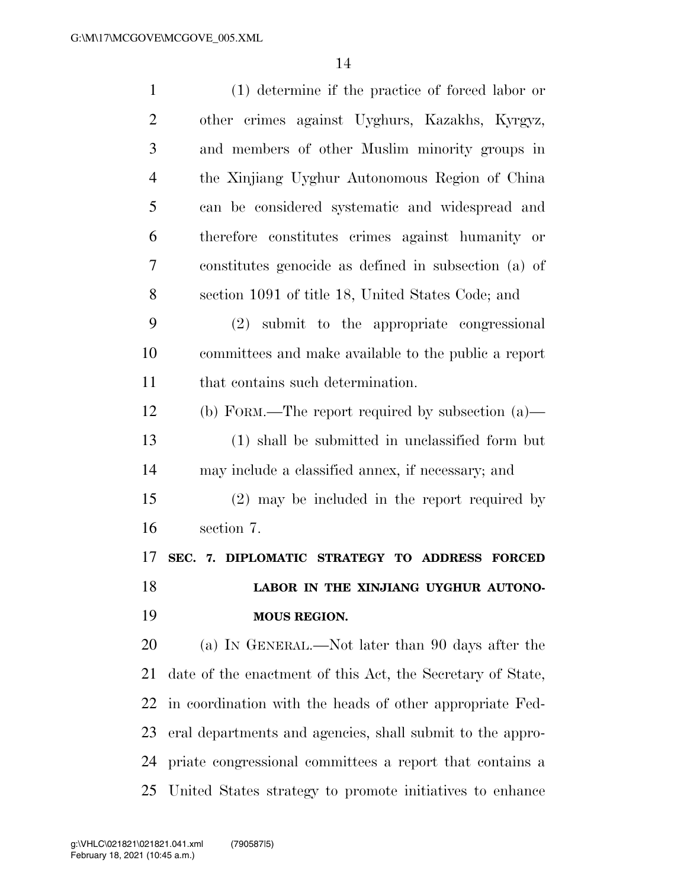(1) determine if the practice of forced labor or other crimes against Uyghurs, Kazakhs, Kyrgyz, and members of other Muslim minority groups in the Xinjiang Uyghur Autonomous Region of China can be considered systematic and widespread and therefore constitutes crimes against humanity or constitutes genocide as defined in subsection (a) of section 1091 of title 18, United States Code; and

(2) submit to the appropriate congressional committees and make available to the public a report that contains such determination.

(b) FORM.—The report required by subsection (a)—

(1) shall be submitted in unclassified form but may include a classified annex, if necessary; and

(2) may be included in the report required by section 7.

**SEC. 7. DIPLOMATIC STRATEGY TO ADDRESS FORCED LABOR IN THE XINJIANG UYGHUR AUTONOMOUS REGION.**

(a) IN GENERAL.—Not later than 90 days after the date of the enactment of this Act, the Secretary of State, in coordination with the heads of other appropriate Federal departments and agencies, shall submit to the appropriate congressional committees a report that contains a United States strategy to promote initiatives to enhance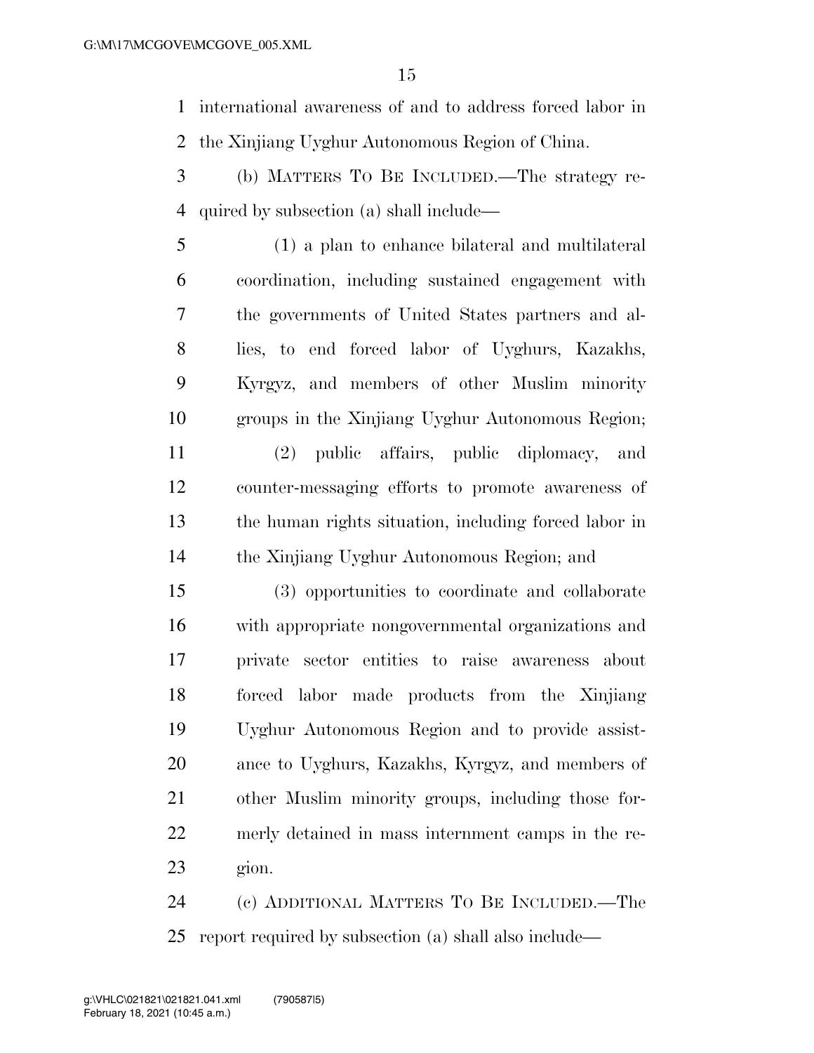international awareness of and to address forced labor in the Xinjiang Uyghur Autonomous Region of China.

(b) MATTERS TO BE INCLUDED.—The strategy required by subsection (a) shall include—

(1) a plan to enhance bilateral and multilateral coordination, including sustained engagement with the governments of United States partners and allies, to end forced labor of Uyghurs, Kazakhs, Kyrgyz, and members of other Muslim minority groups in the Xinjiang Uyghur Autonomous Region;

(2) public affairs, public diplomacy, and counter-messaging efforts to promote awareness of the human rights situation, including forced labor in the Xinjiang Uyghur Autonomous Region; and

(3) opportunities to coordinate and collaborate with appropriate nongovernmental organizations and private sector entities to raise awareness about forced labor made products from the Xinjiang Uyghur Autonomous Region and to provide assistance to Uyghurs, Kazakhs, Kyrgyz, and members of other Muslim minority groups, including those formerly detained in mass internment camps in the region.

(c) ADDITIONAL MATTERS TO BE INCLUDED.—The report required by subsection (a) shall also include—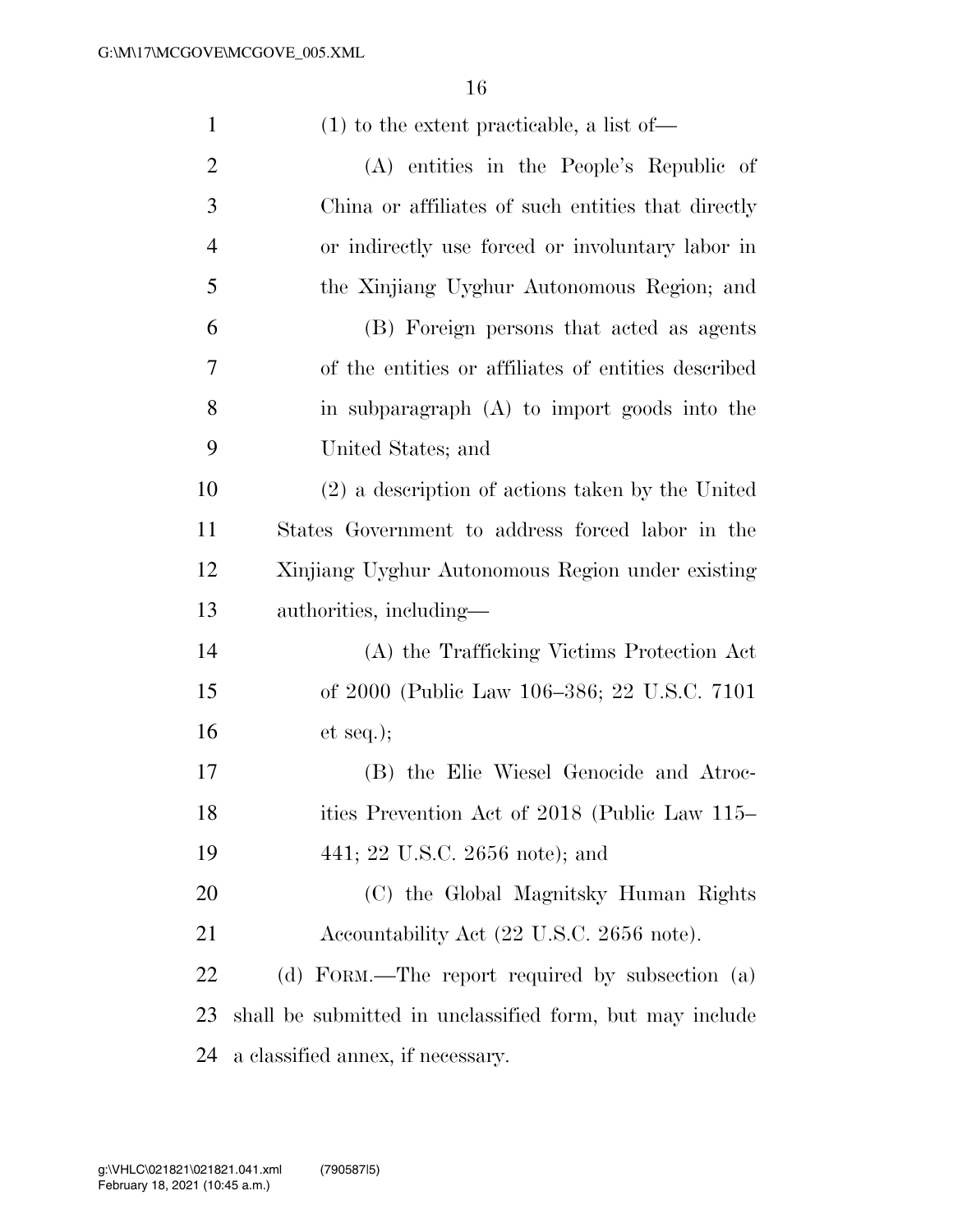(1) to the extent practicable, a list of—

(A) entities in the People's Republic of China or affiliates of such entities that directly or indirectly use forced or involuntary labor in the Xinjiang Uyghur Autonomous Region; and

(B) Foreign persons that acted as agents of the entities or affiliates of entities described in subparagraph (A) to import goods into the United States; and

(2) a description of actions taken by the United States Government to address forced labor in the Xinjiang Uyghur Autonomous Region under existing authorities, including—

(A) the Trafficking Victims Protection Act of 2000 (Public Law 106–386; 22 U.S.C. 7101 et seq.);

(B) the Elie Wiesel Genocide and Atrocities Prevention Act of 2018 (Public Law 115–441; 22 U.S.C. 2656 note); and

(C) the Global Magnitsky Human Rights Accountability Act (22 U.S.C. 2656 note).

(d) FORM.—The report required by subsection (a) shall be submitted in unclassified form, but may include a classified annex, if necessary.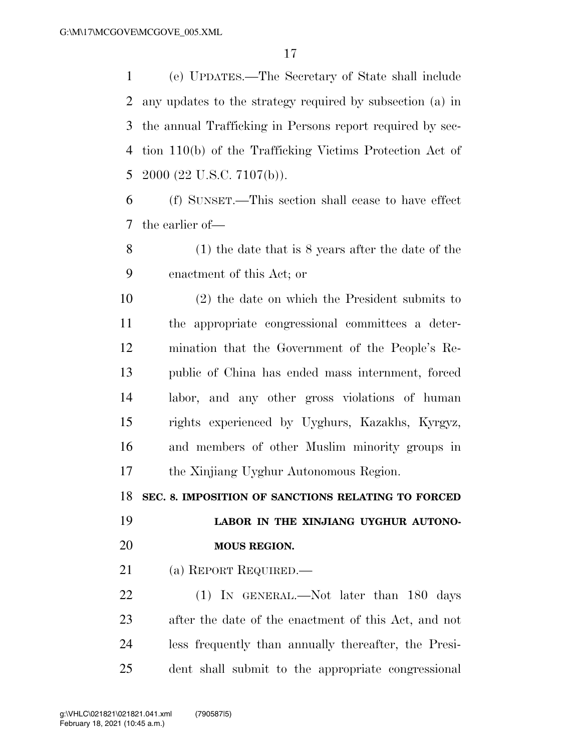(e) UPDATES.—The Secretary of State shall include any updates to the strategy required by subsection (a) in the annual Trafficking in Persons report required by section 110(b) of the Trafficking Victims Protection Act of 2000 (22 U.S.C. 7107(b)).

(f) SUNSET.—This section shall cease to have effect the earlier of—

(1) the date that is 8 years after the date of the enactment of this Act; or

(2) the date on which the President submits to the appropriate congressional committees a determination that the Government of the People's Republic of China has ended mass internment, forced labor, and any other gross violations of human rights experienced by Uyghurs, Kazakhs, Kyrgyz, and members of other Muslim minority groups in the Xinjiang Uyghur Autonomous Region.

## SEC. 8. IMPOSITION OF SANCTIONS RELATING TO FORCED LABOR IN THE XINJIANG UYGHUR AUTONOMOUS REGION.

(a) REPORT REQUIRED.—

(1) IN GENERAL.—Not later than 180 days after the date of the enactment of this Act, and not less frequently than annually thereafter, the President shall submit to the appropriate congressional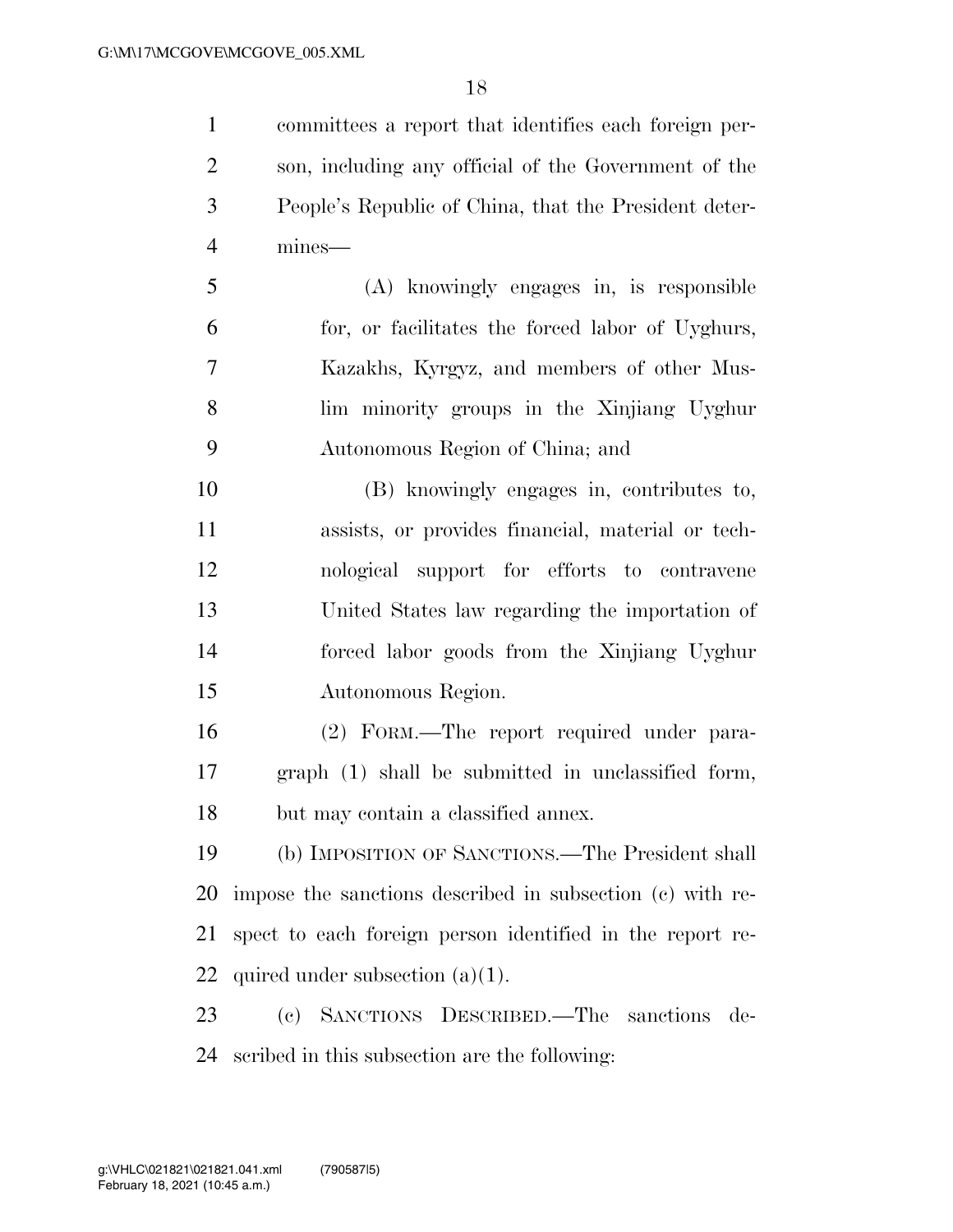committees a report that identifies each foreign person, including any official of the Government of the People's Republic of China, that the President determines—

(A) knowingly engages in, is responsible for, or facilitates the forced labor of Uyghurs, Kazakhs, Kyrgyz, and members of other Muslim minority groups in the Xinjiang Uyghur Autonomous Region of China; and

(B) knowingly engages in, contributes to, assists, or provides financial, material or technological support for efforts to contravene United States law regarding the importation of forced labor goods from the Xinjiang Uyghur Autonomous Region.

(2) FORM.—The report required under paragraph (1) shall be submitted in unclassified form, but may contain a classified annex.

(b) IMPOSITION OF SANCTIONS.—The President shall impose the sanctions described in subsection (c) with respect to each foreign person identified in the report required under subsection (a)(1).

(c) SANCTIONS DESCRIBED.—The sanctions described in this subsection are the following: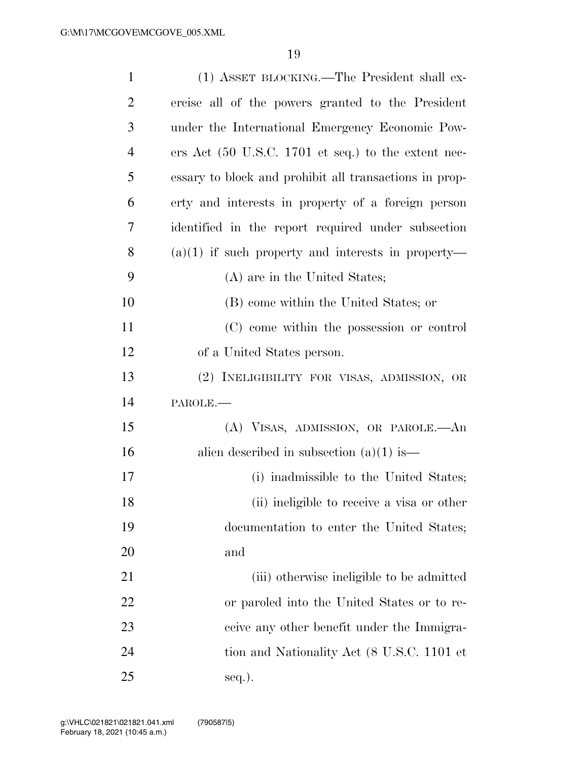(1) ASSET BLOCKING.—The President shall exercise all of the powers granted to the President under the International Emergency Economic Powers Act (50 U.S.C. 1701 et seq.) to the extent necessary to block and prohibit all transactions in property and interests in property of a foreign person identified in the report required under subsection (a)(1) if such property and interests in property—

(A) are in the United States;

(B) come within the United States; or

(C) come within the possession or control of a United States person.

(2) INELIGIBILITY FOR VISAS, ADMISSION, OR PAROLE.—

(A) VISAS, ADMISSION, OR PAROLE.—An alien described in subsection (a)(1) is—

(i) inadmissible to the United States;

(ii) ineligible to receive a visa or other documentation to enter the United States; and

(iii) otherwise ineligible to be admitted or paroled into the United States or to receive any other benefit under the Immigration and Nationality Act (8 U.S.C. 1101 et seq.).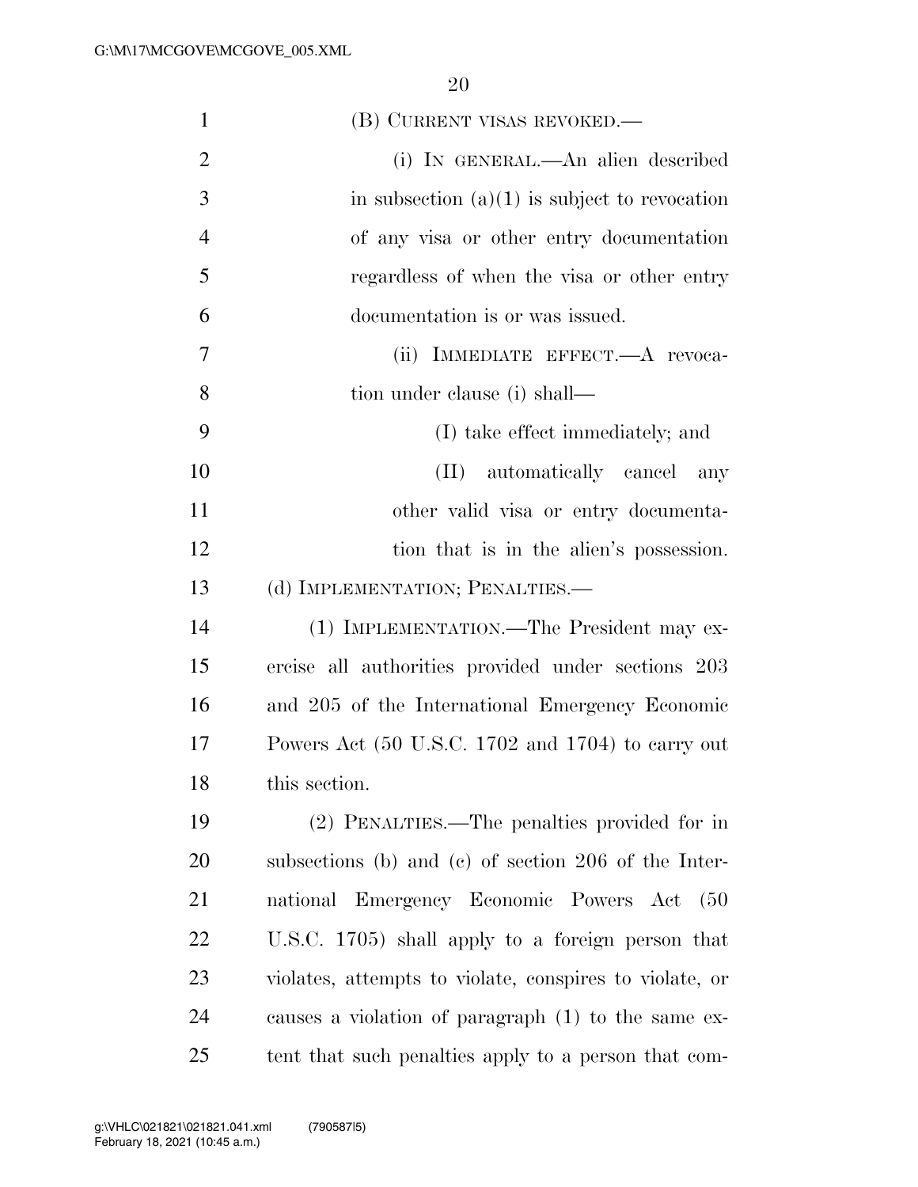(B) CURRENT VISAS REVOKED.—

(i) IN GENERAL.—An alien described in subsection (a)(1) is subject to revocation of any visa or other entry documentation regardless of when the visa or other entry documentation is or was issued.

(ii) IMMEDIATE EFFECT.—A revocation under clause (i) shall—

(I) take effect immediately; and

(II) automatically cancel any other valid visa or entry documentation that is in the alien's possession.

(d) IMPLEMENTATION; PENALTIES.—

(1) IMPLEMENTATION.—The President may exercise all authorities provided under sections 203 and 205 of the International Emergency Economic Powers Act (50 U.S.C. 1702 and 1704) to carry out this section.

(2) PENALTIES.—The penalties provided for in subsections (b) and (c) of section 206 of the International Emergency Economic Powers Act (50 U.S.C. 1705) shall apply to a foreign person that violates, attempts to violate, conspires to violate, or causes a violation of paragraph (1) to the same extent that such penalties apply to a person that com-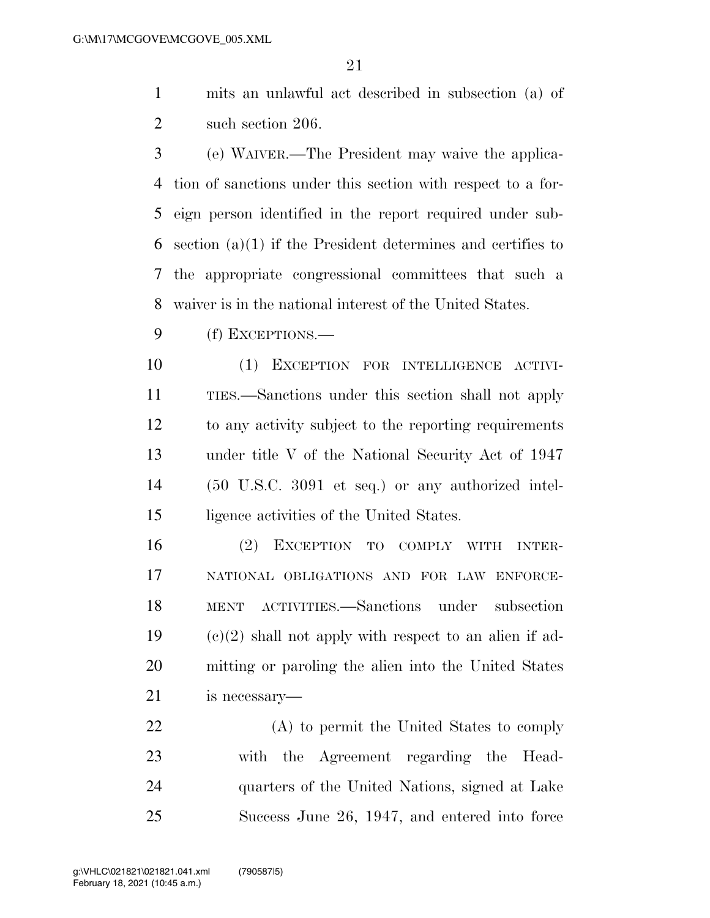mits an unlawful act described in subsection (a) of such section 206.

(e) WAIVER.—The President may waive the application of sanctions under this section with respect to a foreign person identified in the report required under subsection (a)(1) if the President determines and certifies to the appropriate congressional committees that such a waiver is in the national interest of the United States.

(f) EXCEPTIONS.—

(1) EXCEPTION FOR INTELLIGENCE ACTIVITIES.—Sanctions under this section shall not apply to any activity subject to the reporting requirements under title V of the National Security Act of 1947 (50 U.S.C. 3091 et seq.) or any authorized intelligence activities of the United States.

(2) EXCEPTION TO COMPLY WITH INTERNATIONAL OBLIGATIONS AND FOR LAW ENFORCEMENT ACTIVITIES.—Sanctions under subsection (c)(2) shall not apply with respect to an alien if admitting or paroling the alien into the United States is necessary—

(A) to permit the United States to comply with the Agreement regarding the Headquarters of the United Nations, signed at Lake Success June 26, 1947, and entered into force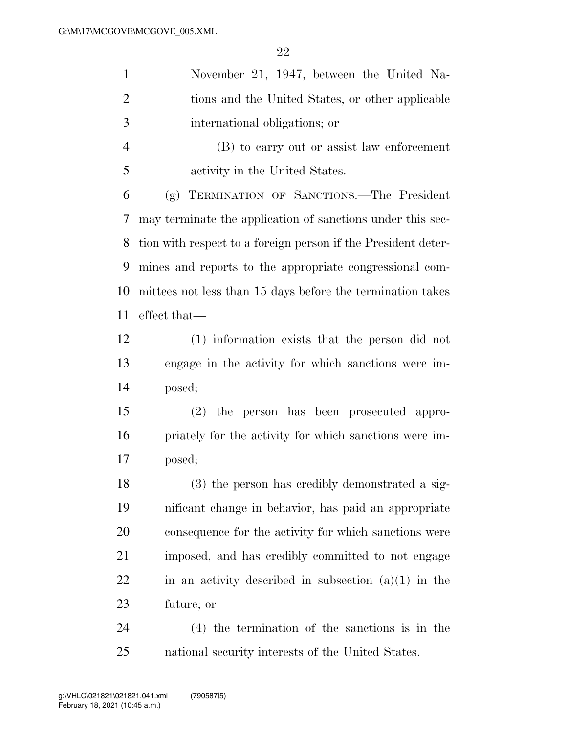November 21, 1947, between the United Nations and the United States, or other applicable international obligations; or

(B) to carry out or assist law enforcement activity in the United States.

(g) TERMINATION OF SANCTIONS.—The President may terminate the application of sanctions under this section with respect to a foreign person if the President determines and reports to the appropriate congressional committees not less than 15 days before the termination takes effect that—

(1) information exists that the person did not engage in the activity for which sanctions were imposed;

(2) the person has been prosecuted appropriately for the activity for which sanctions were imposed;

(3) the person has credibly demonstrated a significant change in behavior, has paid an appropriate consequence for the activity for which sanctions were imposed, and has credibly committed to not engage in an activity described in subsection (a)(1) in the future; or

(4) the termination of the sanctions is in the national security interests of the United States.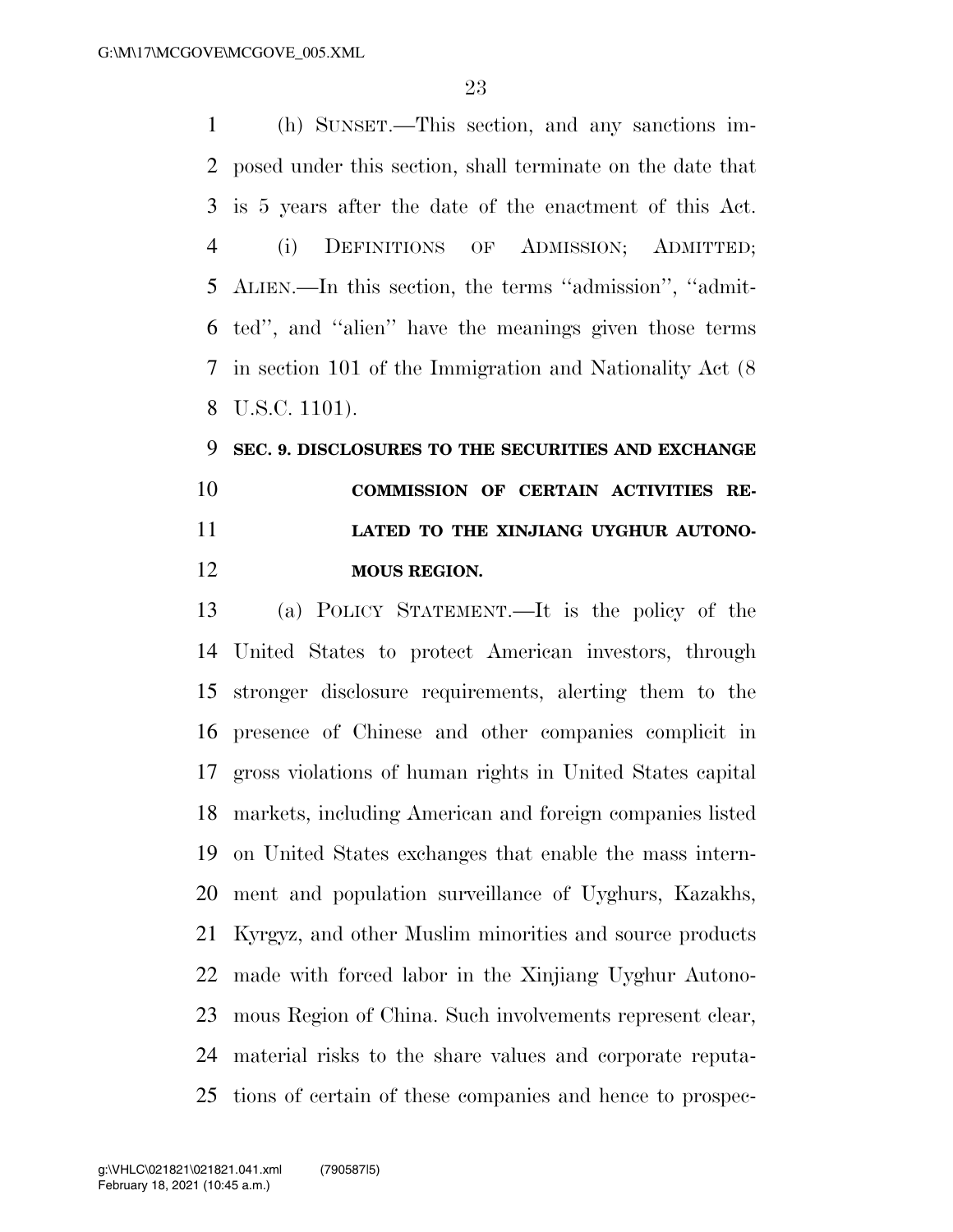(h) SUNSET.—This section, and any sanctions imposed under this section, shall terminate on the date that is 5 years after the date of the enactment of this Act.

(i) DEFINITIONS OF ADMISSION; ADMITTED; ALIEN.—In this section, the terms ''admission'', ''admitted'', and ''alien'' have the meanings given those terms in section 101 of the Immigration and Nationality Act (8 U.S.C. 1101).

**SEC. 9. DISCLOSURES TO THE SECURITIES AND EXCHANGE COMMISSION OF CERTAIN ACTIVITIES RELATED TO THE XINJIANG UYGHUR AUTONOMOUS REGION.**

(a) POLICY STATEMENT.—It is the policy of the United States to protect American investors, through stronger disclosure requirements, alerting them to the presence of Chinese and other companies complicit in gross violations of human rights in United States capital markets, including American and foreign companies listed on United States exchanges that enable the mass internment and population surveillance of Uyghurs, Kazakhs, Kyrgyz, and other Muslim minorities and source products made with forced labor in the Xinjiang Uyghur Autonomous Region of China. Such involvements represent clear, material risks to the share values and corporate reputations of certain of these companies and hence to prospec-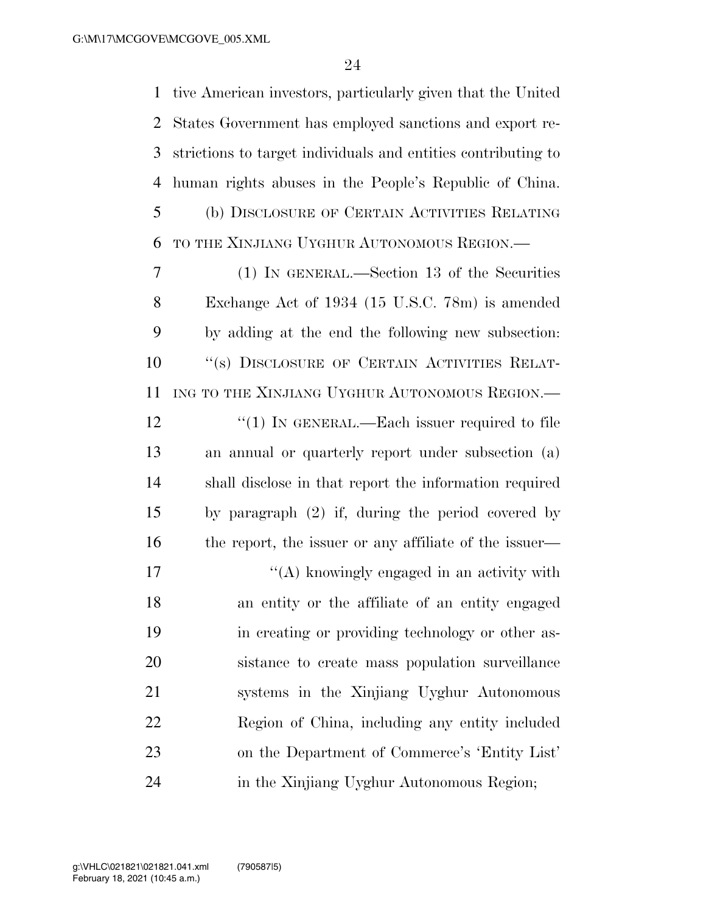tive American investors, particularly given that the United States Government has employed sanctions and export restrictions to target individuals and entities contributing to human rights abuses in the People's Republic of China.

(b) DISCLOSURE OF CERTAIN ACTIVITIES RELATING TO THE XINJIANG UYGHUR AUTONOMOUS REGION.—

(1) IN GENERAL.—Section 13 of the Securities Exchange Act of 1934 (15 U.S.C. 78m) is amended by adding at the end the following new subsection:

"(s) DISCLOSURE OF CERTAIN ACTIVITIES RELATING TO THE XINJIANG UYGHUR AUTONOMOUS REGION.—

"(1) IN GENERAL.—Each issuer required to file an annual or quarterly report under subsection (a) shall disclose in that report the information required by paragraph (2) if, during the period covered by the report, the issuer or any affiliate of the issuer—

"(A) knowingly engaged in an activity with an entity or the affiliate of an entity engaged in creating or providing technology or other assistance to create mass population surveillance systems in the Xinjiang Uyghur Autonomous Region of China, including any entity included on the Department of Commerce's 'Entity List' in the Xinjiang Uyghur Autonomous Region;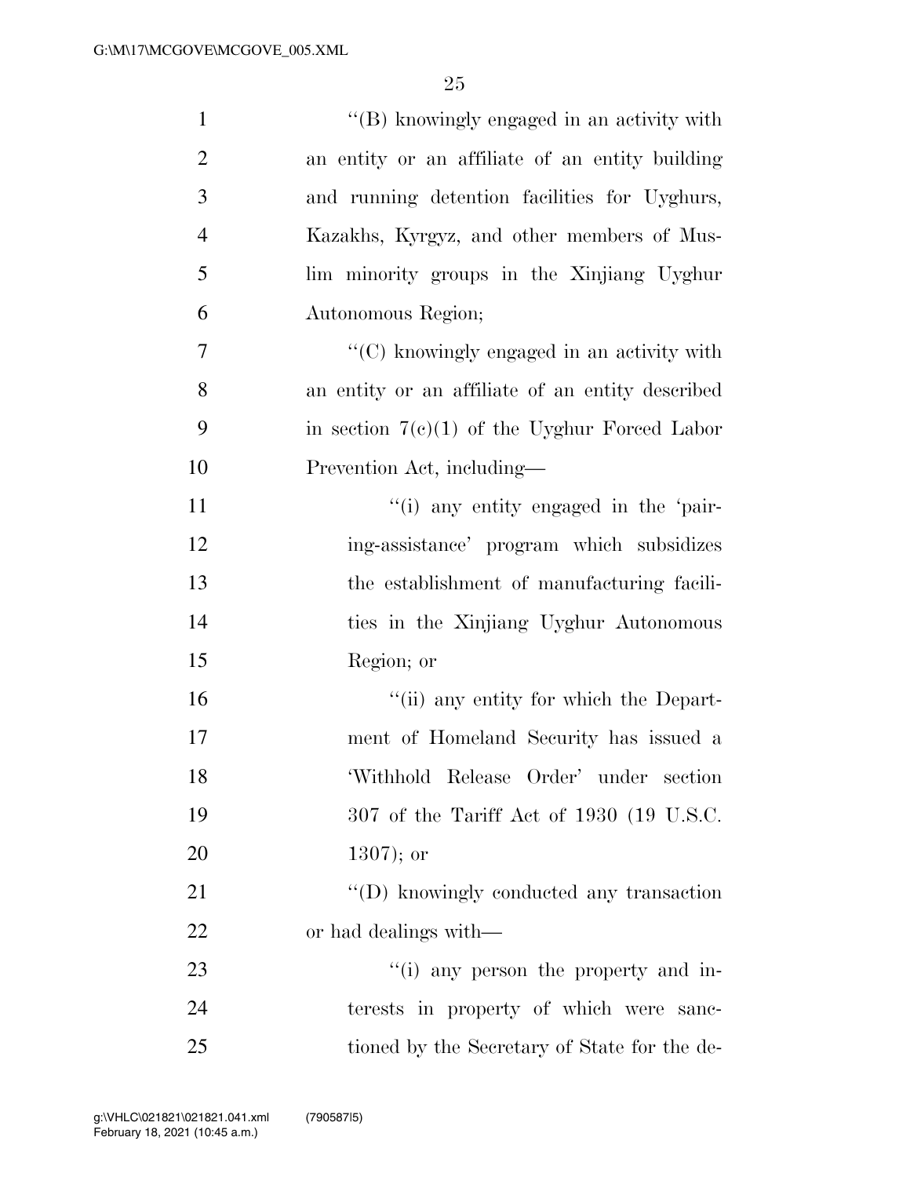''(B) knowingly engaged in an activity with an entity or an affiliate of an entity building and running detention facilities for Uyghurs, Kazakhs, Kyrgyz, and other members of Muslim minority groups in the Xinjiang Uyghur Autonomous Region;

''(C) knowingly engaged in an activity with an entity or an affiliate of an entity described in section 7(c)(1) of the Uyghur Forced Labor Prevention Act, including—

''(i) any entity engaged in the 'pairing-assistance' program which subsidizes the establishment of manufacturing facilities in the Xinjiang Uyghur Autonomous Region; or

''(ii) any entity for which the Department of Homeland Security has issued a 'Withhold Release Order' under section 307 of the Tariff Act of 1930 (19 U.S.C. 1307); or

''(D) knowingly conducted any transaction or had dealings with—

''(i) any person the property and interests in property of which were sanctioned by the Secretary of State for the de-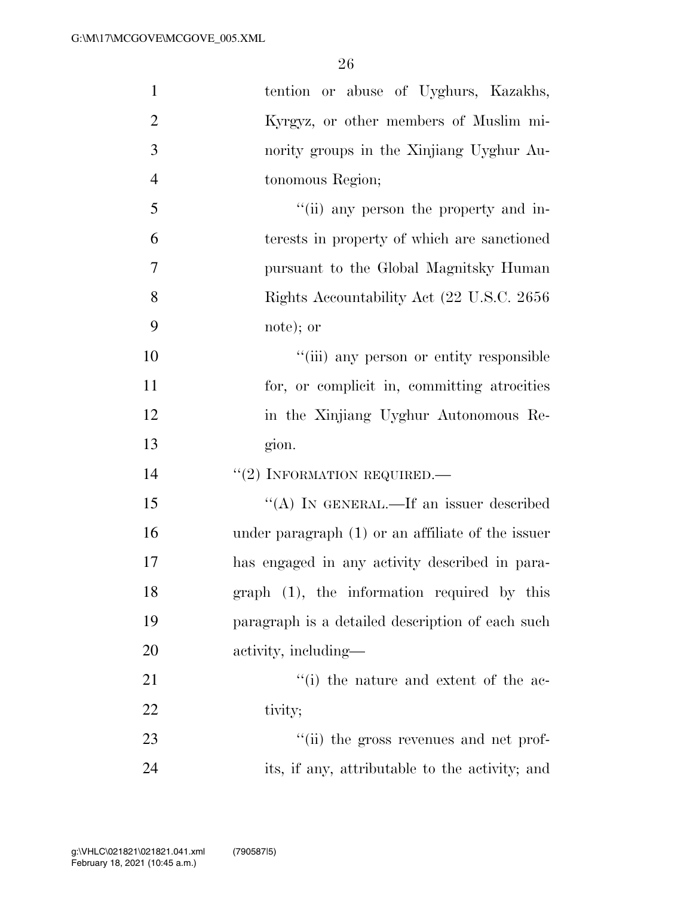tention or abuse of Uyghurs, Kazakhs, Kyrgyz, or other members of Muslim minority groups in the Xinjiang Uyghur Autonomous Region;

"(ii) any person the property and interests in property of which are sanctioned pursuant to the Global Magnitsky Human Rights Accountability Act (22 U.S.C. 2656 note); or

"(iii) any person or entity responsible for, or complicit in, committing atrocities in the Xinjiang Uyghur Autonomous Region.

"(2) INFORMATION REQUIRED.—

"(A) IN GENERAL.—If an issuer described under paragraph (1) or an affiliate of the issuer has engaged in any activity described in paragraph (1), the information required by this paragraph is a detailed description of each such activity, including—

"(i) the nature and extent of the activity;

"(ii) the gross revenues and net profits, if any, attributable to the activity; and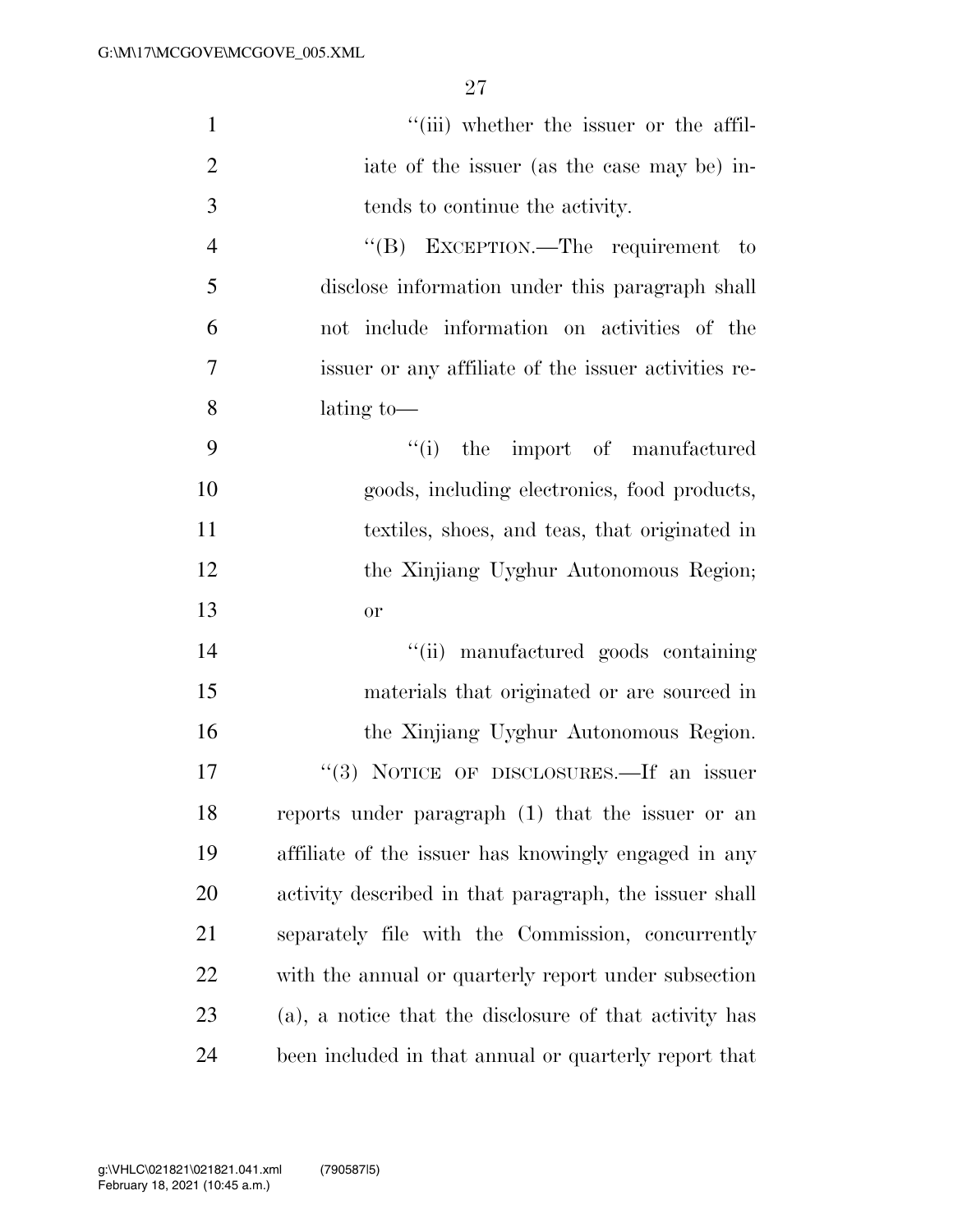"(iii) whether the issuer or the affiliate of the issuer (as the case may be) intends to continue the activity.

"(B) EXCEPTION.—The requirement to disclose information under this paragraph shall not include information on activities of the issuer or any affiliate of the issuer activities relating to—

"(i) the import of manufactured goods, including electronics, food products, textiles, shoes, and teas, that originated in the Xinjiang Uyghur Autonomous Region; or

"(ii) manufactured goods containing materials that originated or are sourced in the Xinjiang Uyghur Autonomous Region.

"(3) NOTICE OF DISCLOSURES.—If an issuer reports under paragraph (1) that the issuer or an affiliate of the issuer has knowingly engaged in any activity described in that paragraph, the issuer shall separately file with the Commission, concurrently with the annual or quarterly report under subsection (a), a notice that the disclosure of that activity has been included in that annual or quarterly report that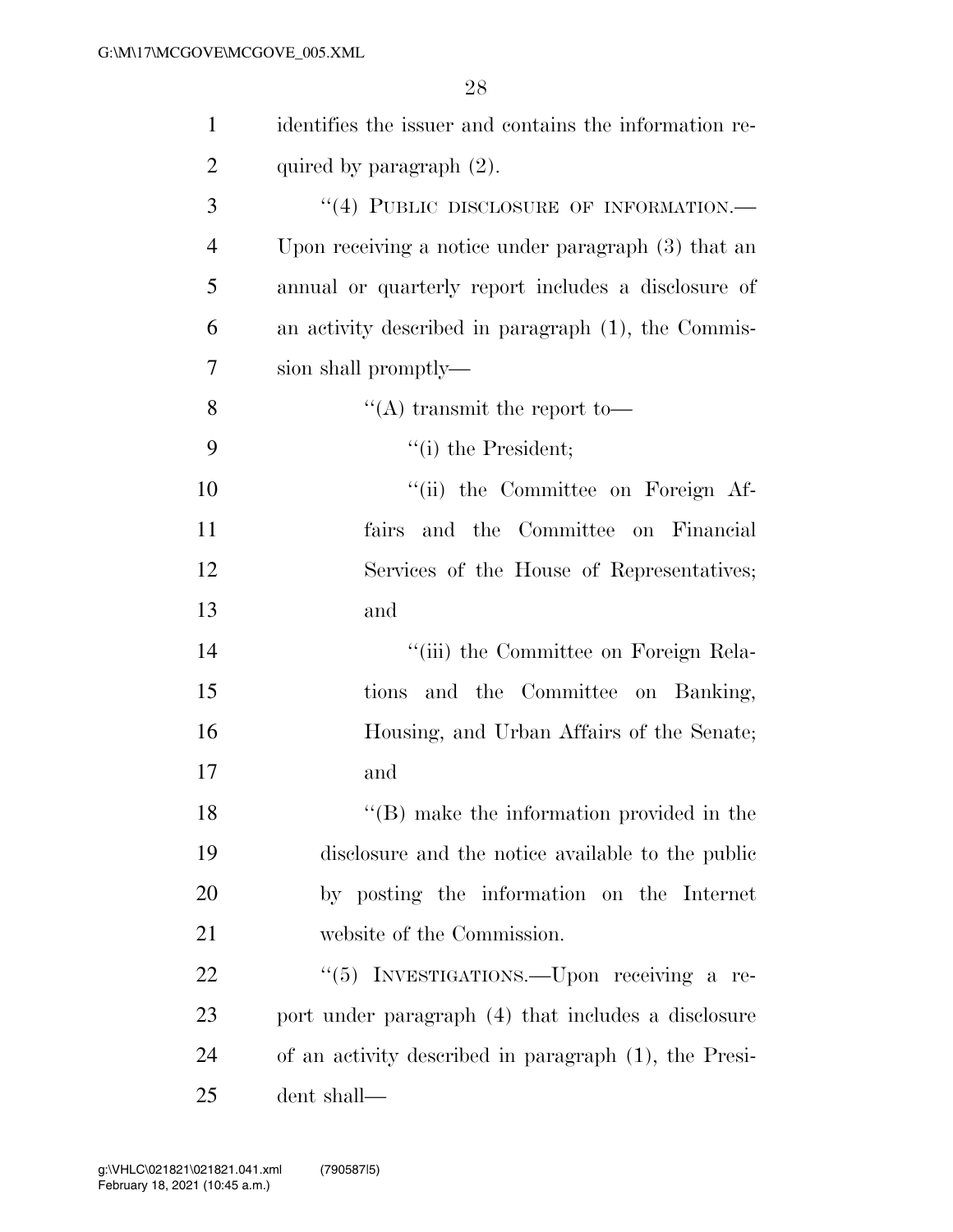identifies the issuer and contains the information required by paragraph (2).

"(4) PUBLIC DISCLOSURE OF INFORMATION.—Upon receiving a notice under paragraph (3) that an annual or quarterly report includes a disclosure of an activity described in paragraph (1), the Commission shall promptly—

"(A) transmit the report to—

"(i) the President;

"(ii) the Committee on Foreign Affairs and the Committee on Financial Services of the House of Representatives; and

"(iii) the Committee on Foreign Relations and the Committee on Banking, Housing, and Urban Affairs of the Senate; and

"(B) make the information provided in the disclosure and the notice available to the public by posting the information on the Internet website of the Commission.

"(5) INVESTIGATIONS.—Upon receiving a report under paragraph (4) that includes a disclosure of an activity described in paragraph (1), the President shall—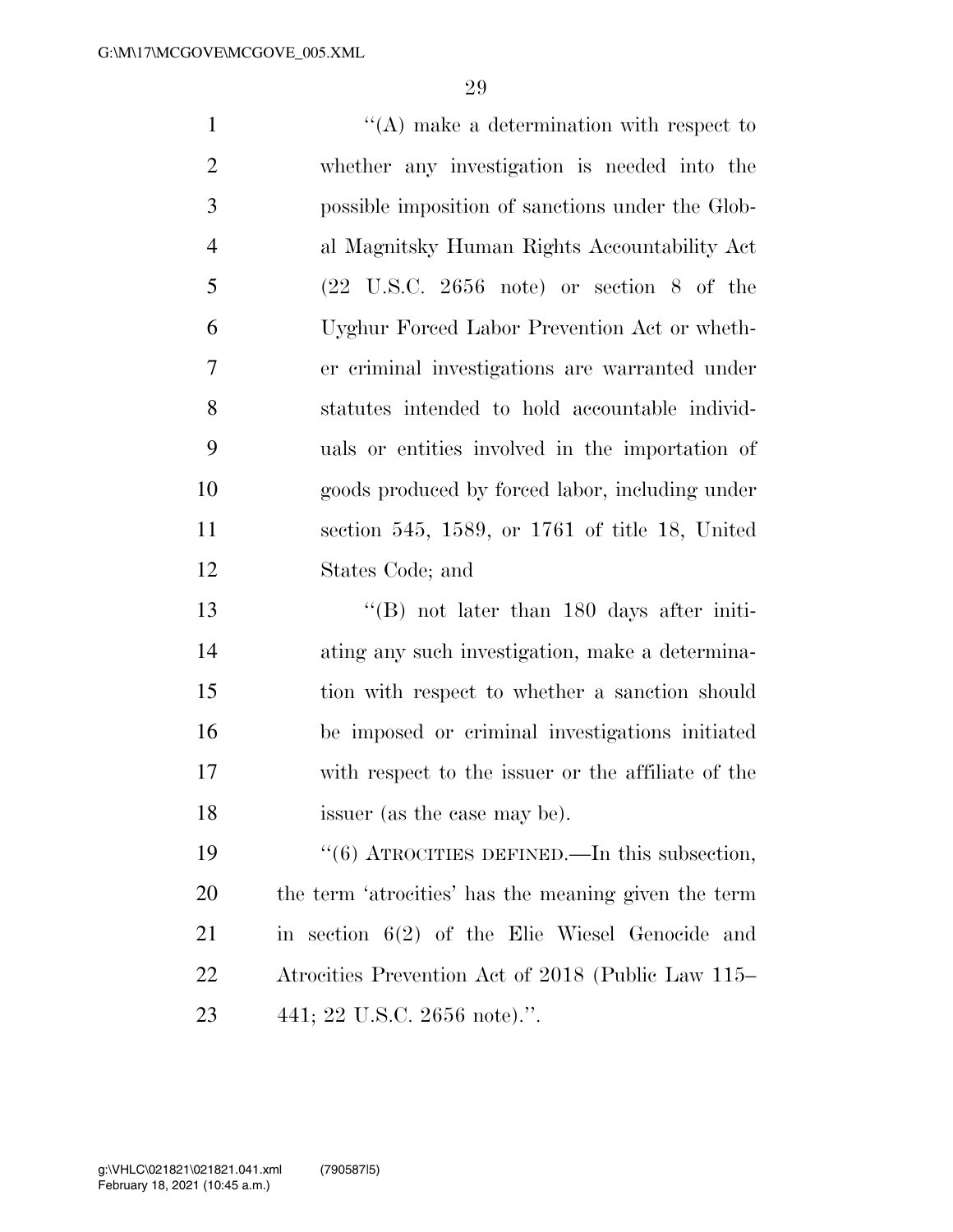"(A) make a determination with respect to whether any investigation is needed into the possible imposition of sanctions under the Global Magnitsky Human Rights Accountability Act (22 U.S.C. 2656 note) or section 8 of the Uyghur Forced Labor Prevention Act or whether criminal investigations are warranted under statutes intended to hold accountable individuals or entities involved in the importation of goods produced by forced labor, including under section 545, 1589, or 1761 of title 18, United States Code; and

"(B) not later than 180 days after initiating any such investigation, make a determination with respect to whether a sanction should be imposed or criminal investigations initiated with respect to the issuer or the affiliate of the issuer (as the case may be).

"(6) ATROCITIES DEFINED.—In this subsection, the term 'atrocities' has the meaning given the term in section 6(2) of the Elie Wiesel Genocide and Atrocities Prevention Act of 2018 (Public Law 115–441; 22 U.S.C. 2656 note).".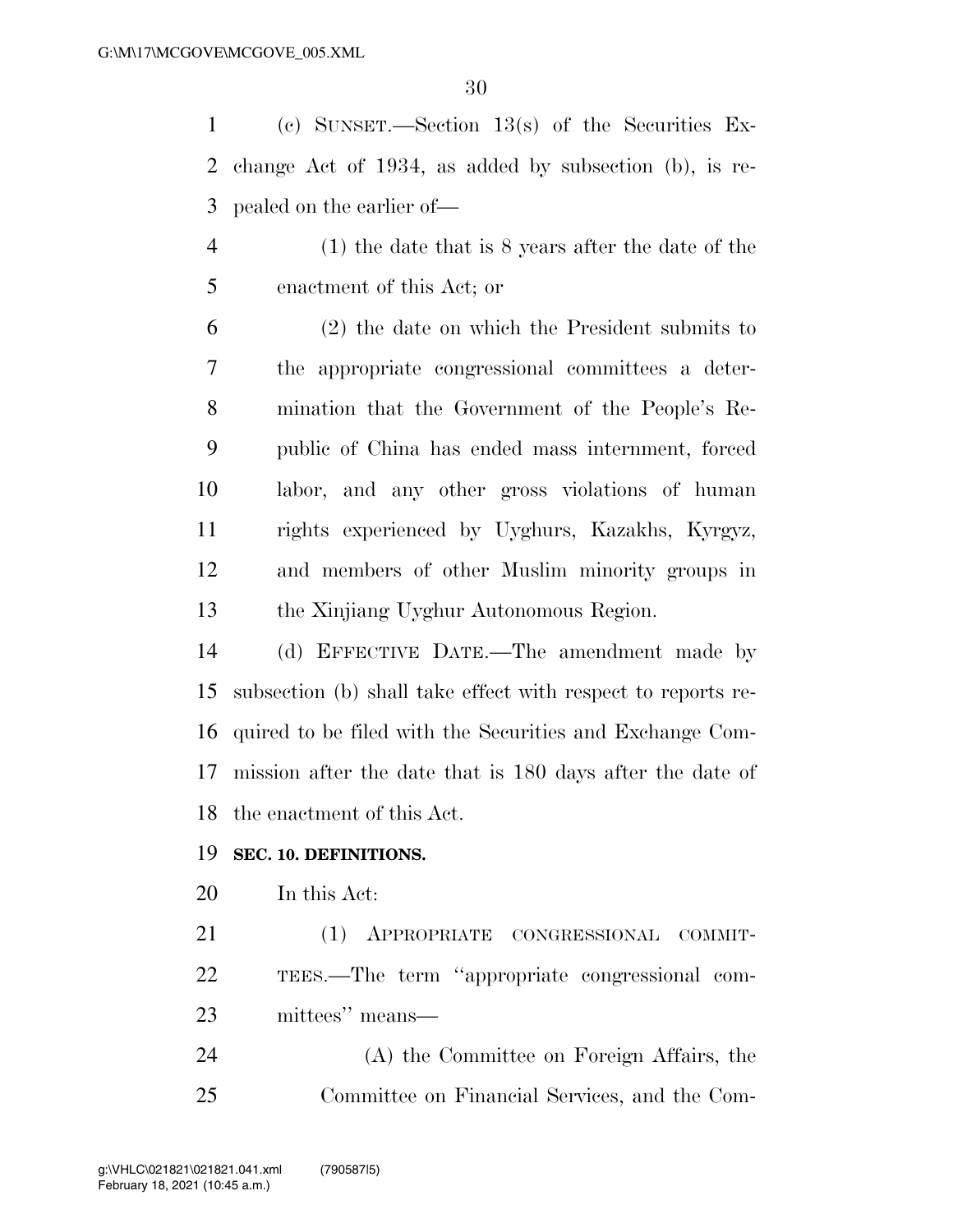(c) SUNSET.—Section 13(s) of the Securities Exchange Act of 1934, as added by subsection (b), is repealed on the earlier of—

(1) the date that is 8 years after the date of the enactment of this Act; or

(2) the date on which the President submits to the appropriate congressional committees a determination that the Government of the People's Republic of China has ended mass internment, forced labor, and any other gross violations of human rights experienced by Uyghurs, Kazakhs, Kyrgyz, and members of other Muslim minority groups in the Xinjiang Uyghur Autonomous Region.

(d) EFFECTIVE DATE.—The amendment made by subsection (b) shall take effect with respect to reports required to be filed with the Securities and Exchange Commission after the date that is 180 days after the date of the enactment of this Act.

**SEC. 10. DEFINITIONS.**

In this Act:

(1) APPROPRIATE CONGRESSIONAL COMMITTEES.—The term "appropriate congressional committees" means—

(A) the Committee on Foreign Affairs, the Committee on Financial Services, and the Com-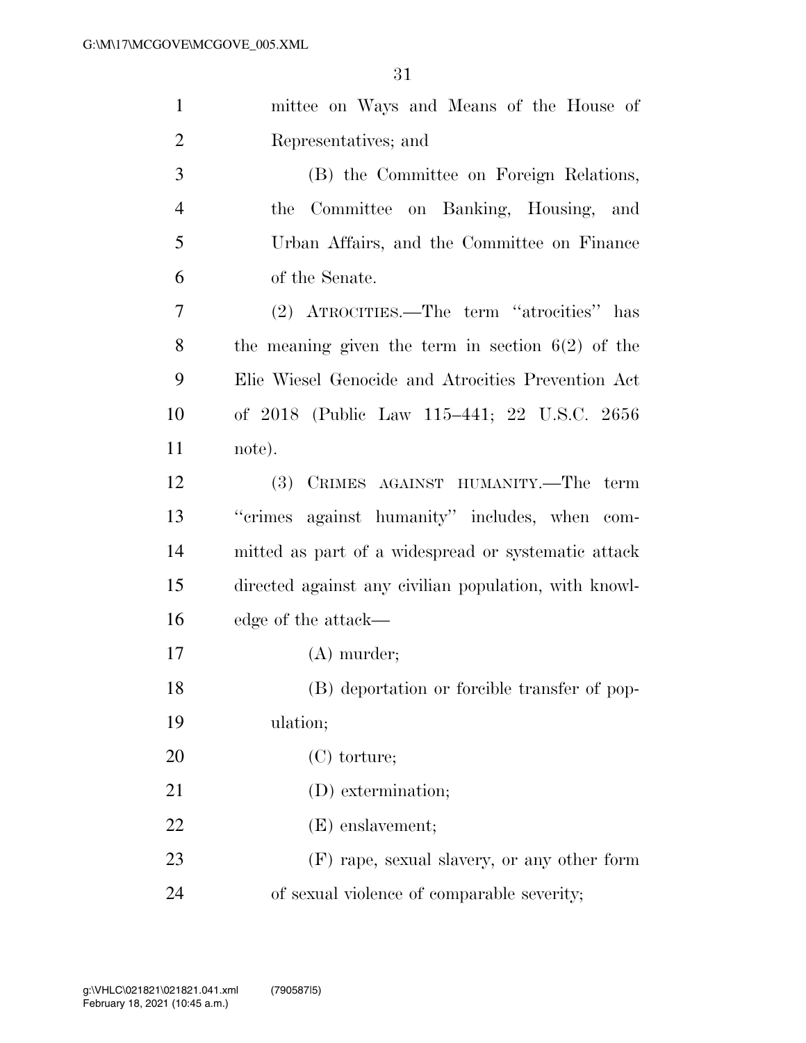mittee on Ways and Means of the House of Representatives; and

(B) the Committee on Foreign Relations, the Committee on Banking, Housing, and Urban Affairs, and the Committee on Finance of the Senate.

(2) ATROCITIES.—The term "atrocities" has the meaning given the term in section 6(2) of the Elie Wiesel Genocide and Atrocities Prevention Act of 2018 (Public Law 115–441; 22 U.S.C. 2656 note).

(3) CRIMES AGAINST HUMANITY.—The term "crimes against humanity" includes, when committed as part of a widespread or systematic attack directed against any civilian population, with knowledge of the attack—

(A) murder;

(B) deportation or forcible transfer of population;

(C) torture;

(D) extermination;

(E) enslavement;

(F) rape, sexual slavery, or any other form of sexual violence of comparable severity;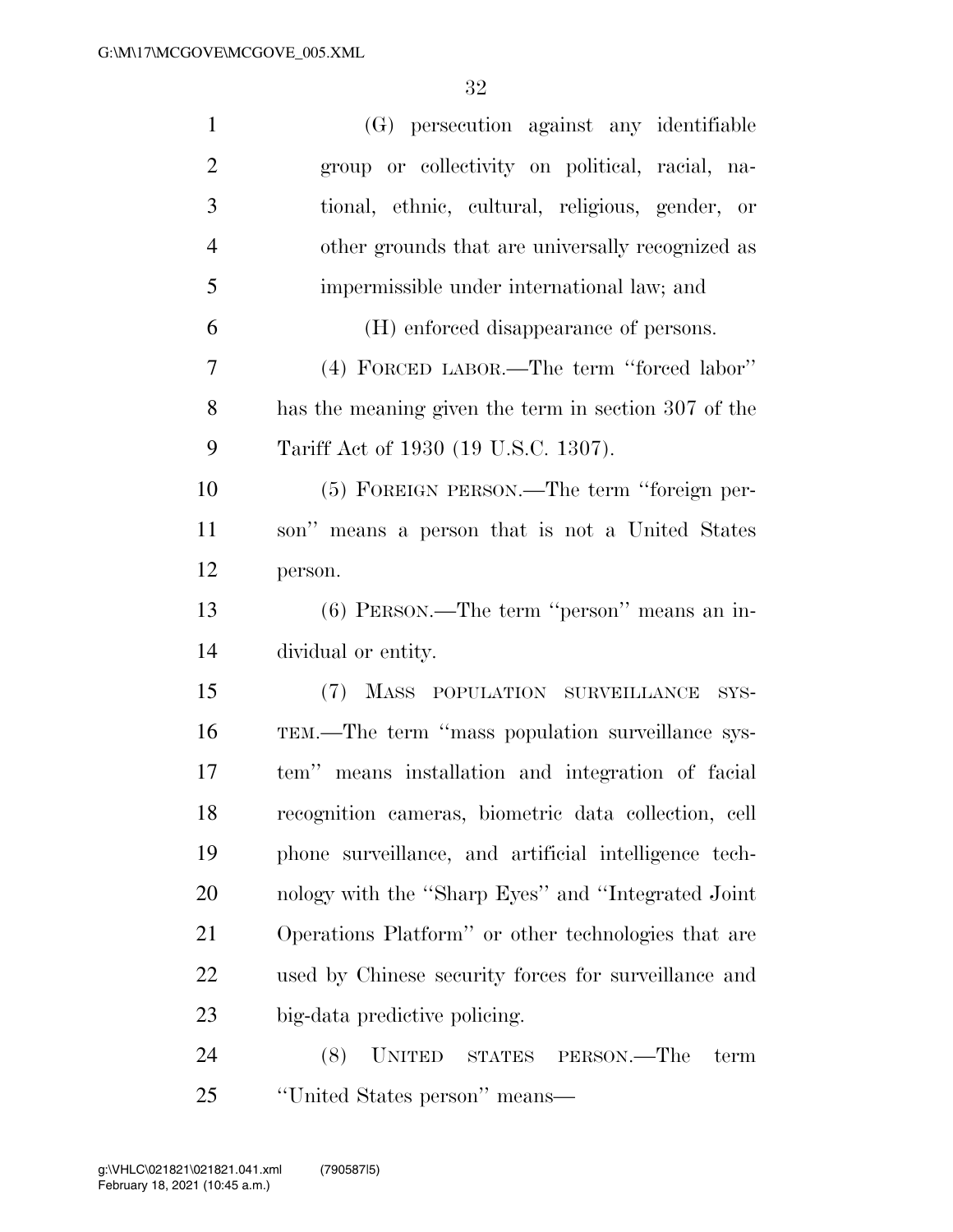(G) persecution against any identifiable group or collectivity on political, racial, national, ethnic, cultural, religious, gender, or other grounds that are universally recognized as impermissible under international law; and

(H) enforced disappearance of persons.

(4) FORCED LABOR.—The term ''forced labor'' has the meaning given the term in section 307 of the Tariff Act of 1930 (19 U.S.C. 1307).

(5) FOREIGN PERSON.—The term ''foreign person'' means a person that is not a United States person.

(6) PERSON.—The term ''person'' means an individual or entity.

(7) MASS POPULATION SURVEILLANCE SYSTEM.—The term ''mass population surveillance system'' means installation and integration of facial recognition cameras, biometric data collection, cell phone surveillance, and artificial intelligence technology with the ''Sharp Eyes'' and ''Integrated Joint Operations Platform'' or other technologies that are used by Chinese security forces for surveillance and big-data predictive policing.

(8) UNITED STATES PERSON.—The term ''United States person'' means—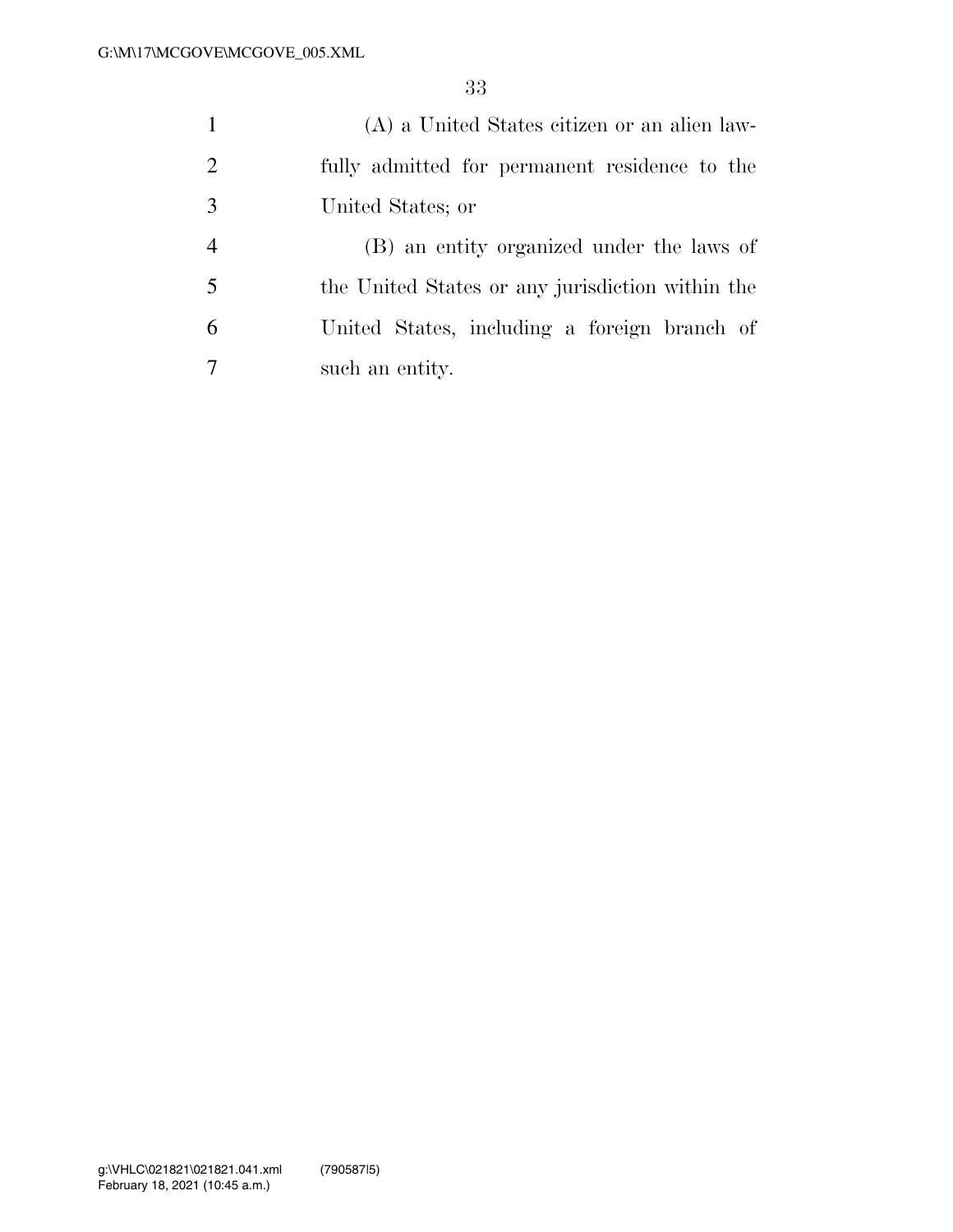(A) a United States citizen or an alien lawfully admitted for permanent residence to the United States; or

(B) an entity organized under the laws of the United States or any jurisdiction within the United States, including a foreign branch of such an entity.